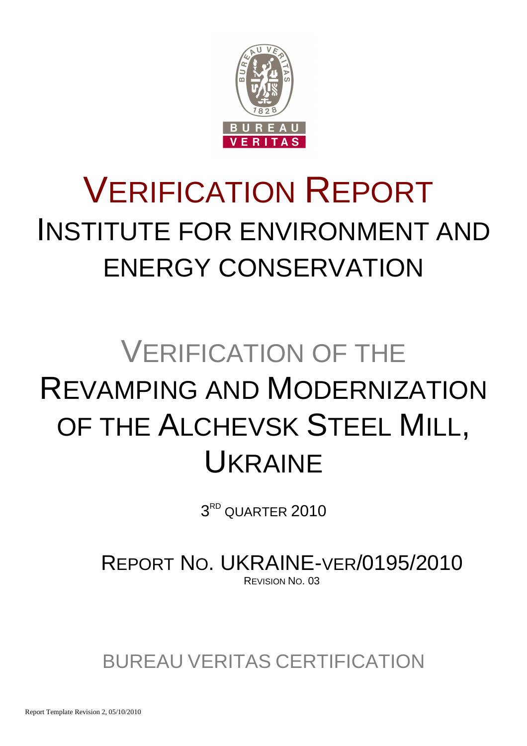# VERIFICATION REPORT

## INSTITUTE FOR ENVIRONMENT AND ENERGY CONSERVATION

# VERIFICATION OF THE REVAMPING AND MODERNIZATION OF THE ALCHEVSK STEEL MILL, UKRAINE

3RD QUARTER 2010

REPORT NO. UKRAINE-VER/0195/2010

REVISION NO. 03

BUREAU VERITAS CERTIFICATION

Report Template Revision 2, 05/10/2010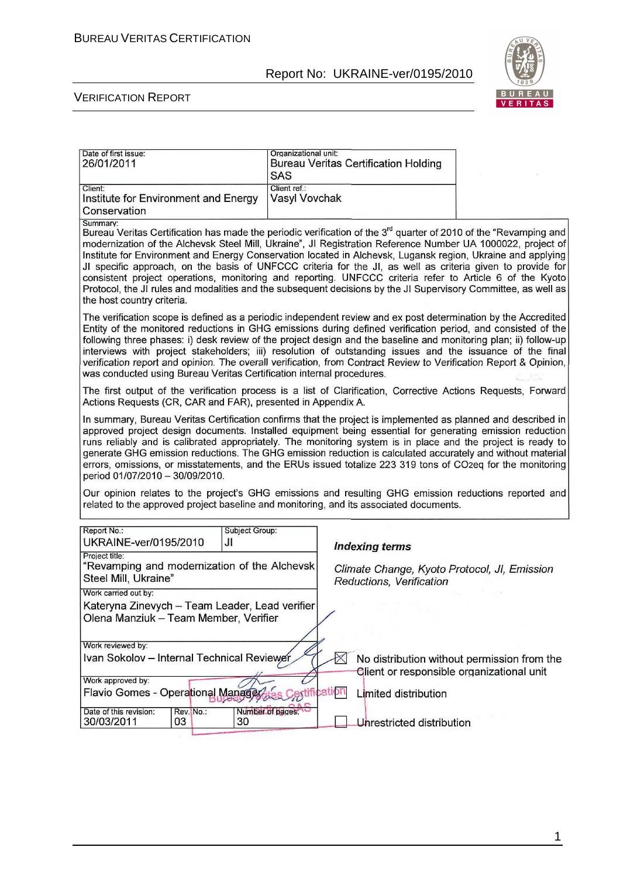| Date of first issue: 26/01/2011 | Organizational unit: Bureau Veritas Certification Holding SAS |
|---|---|
| Client: Institute for Environment and Energy Conservation | Client ref.: Vasyl Vovchak |

Summary:

Bureau Veritas Certification has made the periodic verification of the 3rd quarter of 2010 of the "Revamping and modernization of the Alchevsk Steel Mill, Ukraine", JI Registration Reference Number UA 1000022, project of Institute for Environment and Energy Conservation located in Alchevsk, Lugansk region, Ukraine and applying JI specific approach, on the basis of UNFCCC criteria for the JI, as well as criteria given to provide for consistent project operations, monitoring and reporting. UNFCCC criteria refer to Article 6 of the Kyoto Protocol, the JI rules and modalities and the subsequent decisions by the JI Supervisory Committee, as well as the host country criteria.

The verification scope is defined as a periodic independent review and ex post determination by the Accredited Entity of the monitored reductions in GHG emissions during defined verification period, and consisted of the following three phases: i) desk review of the project design and the baseline and monitoring plan; ii) follow-up interviews with project stakeholders; iii) resolution of outstanding issues and the issuance of the final verification report and opinion. The overall verification, from Contract Review to Verification Report & Opinion, was conducted using Bureau Veritas Certification internal procedures.

The first output of the verification process is a list of Clarification, Corrective Actions Requests, Forward Actions Requests (CR, CAR and FAR), presented in Appendix A.

In summary, Bureau Veritas Certification confirms that the project is implemented as planned and described in approved project design documents. Installed equipment being essential for generating emission reduction runs reliably and is calibrated appropriately. The monitoring system is in place and the project is ready to generate GHG emission reductions. The GHG emission reduction is calculated accurately and without material errors, omissions, or misstatements, and the ERUs issued totalize 223 319 tons of $CO_2eq$ for the monitoring period 01/07/2010 – 30/09/2010.

Our opinion relates to the project's GHG emissions and resulting GHG emission reductions reported and related to the approved project baseline and monitoring, and its associated documents.

| Report No.: UKRAINE-ver/0195/2010 | Subject Group: JI | |
|---|---|---|
| Project title: "Revamping and modernization of the Alchevsk Steel Mill, Ukraine" | | |
| Work carried out by: Kateryna Zinevych – Team Leader, Lead verifier; Olena Manziuk – Team Member, Verifier | | |
| Work reviewed by: Ivan Sokolov – Internal Technical Reviewer | | |
| Work approved by: Flavio Gomes - Operational Manager | | |
| Date of this revision: 30/03/2011 | Rev. No.: 03 | Number of pages: 30 |

***Indexing terms***

*Climate Change, Kyoto Protocol, JI, Emission Reductions, Verification*

☒ No distribution without permission from the Client or responsible organizational unit

☐ Limited distribution

☐ Unrestricted distribution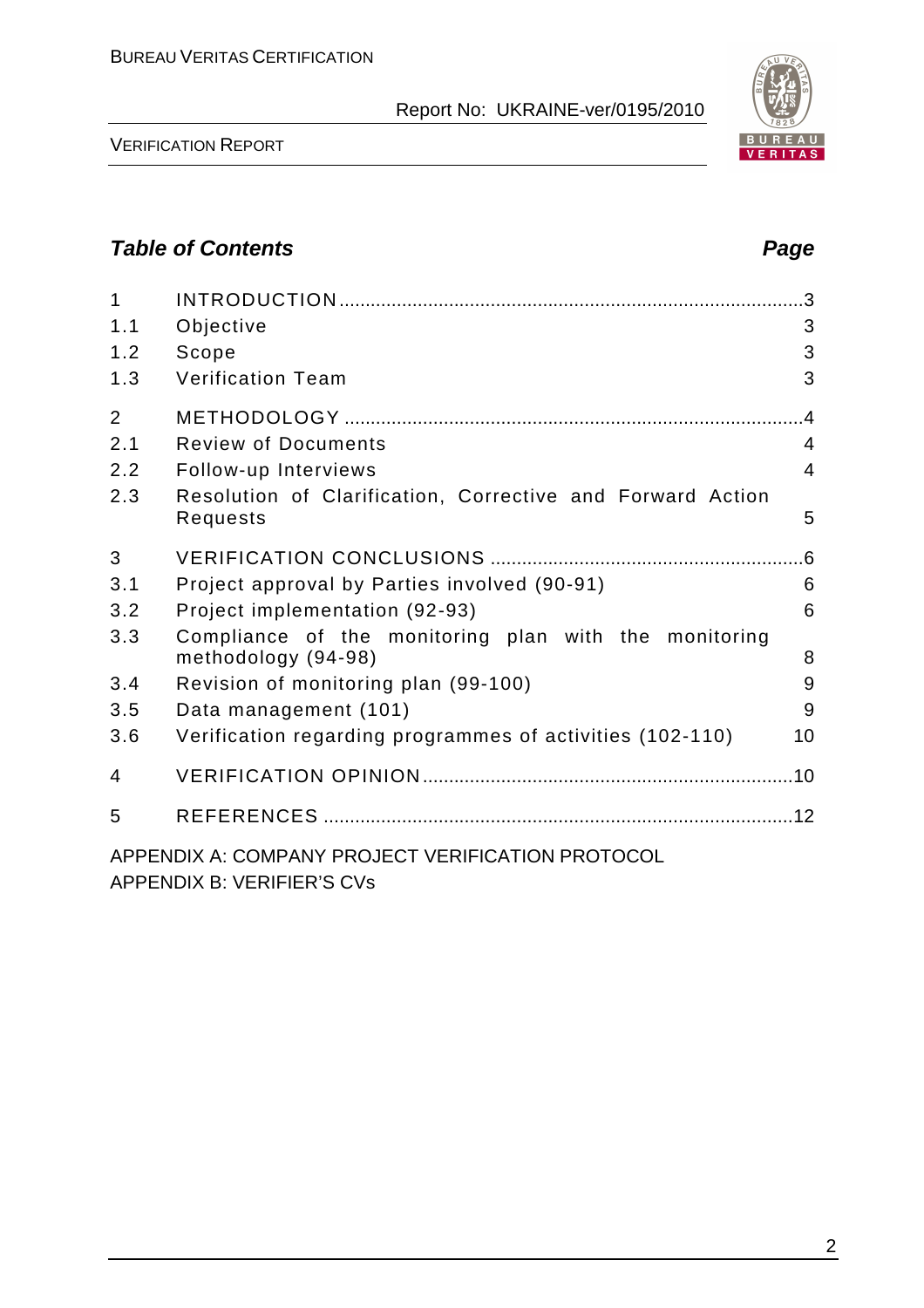## *Table of Contents* **Page**

| | | |
|---|---|---|
| 1 | INTRODUCTION | 3 |
| 1.1 | Objective | 3 |
| 1.2 | Scope | 3 |
| 1.3 | Verification Team | 3 |
| 2 | METHODOLOGY | 4 |
| 2.1 | Review of Documents | 4 |
| 2.2 | Follow-up Interviews | 4 |
| 2.3 | Resolution of Clarification, Corrective and Forward Action Requests | 5 |
| 3 | VERIFICATION CONCLUSIONS | 6 |
| 3.1 | Project approval by Parties involved (90-91) | 6 |
| 3.2 | Project implementation (92-93) | 6 |
| 3.3 | Compliance of the monitoring plan with the monitoring methodology (94-98) | 8 |
| 3.4 | Revision of monitoring plan (99-100) | 9 |
| 3.5 | Data management (101) | 9 |
| 3.6 | Verification regarding programmes of activities (102-110) | 10 |
| 4 | VERIFICATION OPINION | 10 |
| 5 | REFERENCES | 12 |

APPENDIX A: COMPANY PROJECT VERIFICATION PROTOCOL
APPENDIX B: VERIFIER'S CVs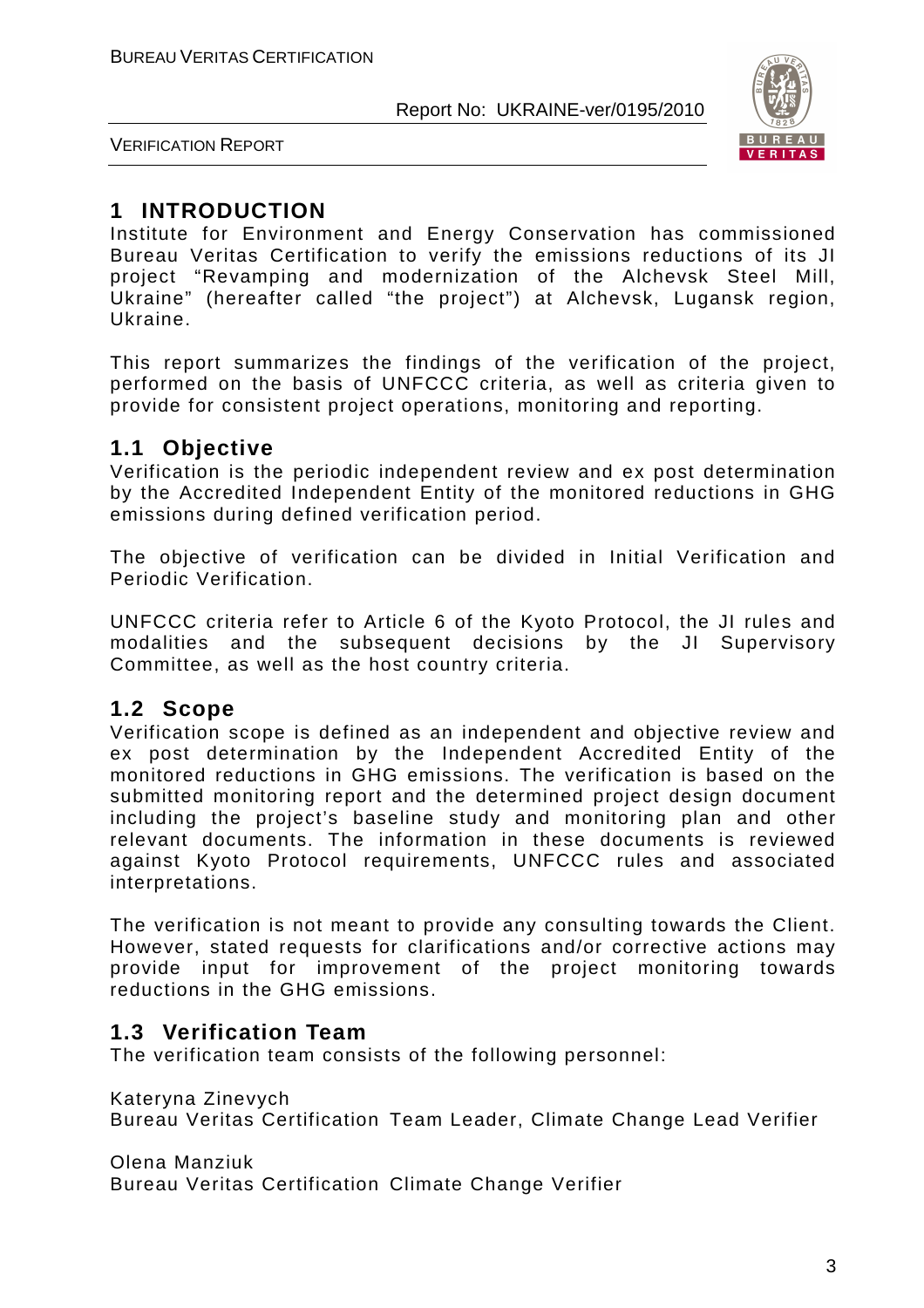# 1 INTRODUCTION

Institute for Environment and Energy Conservation has commissioned Bureau Veritas Certification to verify the emissions reductions of its JI project "Revamping and modernization of the Alchevsk Steel Mill, Ukraine" (hereafter called "the project") at Alchevsk, Lugansk region, Ukraine.

This report summarizes the findings of the verification of the project, performed on the basis of UNFCCC criteria, as well as criteria given to provide for consistent project operations, monitoring and reporting.

## 1.1 Objective

Verification is the periodic independent review and ex post determination by the Accredited Independent Entity of the monitored reductions in GHG emissions during defined verification period.

The objective of verification can be divided in Initial Verification and Periodic Verification.

UNFCCC criteria refer to Article 6 of the Kyoto Protocol, the JI rules and modalities and the subsequent decisions by the JI Supervisory Committee, as well as the host country criteria.

## 1.2 Scope

Verification scope is defined as an independent and objective review and ex post determination by the Independent Accredited Entity of the monitored reductions in GHG emissions. The verification is based on the submitted monitoring report and the determined project design document including the project's baseline study and monitoring plan and other relevant documents. The information in these documents is reviewed against Kyoto Protocol requirements, UNFCCC rules and associated interpretations.

The verification is not meant to provide any consulting towards the Client. However, stated requests for clarifications and/or corrective actions may provide input for improvement of the project monitoring towards reductions in the GHG emissions.

## 1.3 Verification Team

The verification team consists of the following personnel:

Kateryna Zinevych
Bureau Veritas Certification Team Leader, Climate Change Lead Verifier

Olena Manziuk
Bureau Veritas Certification Climate Change Verifier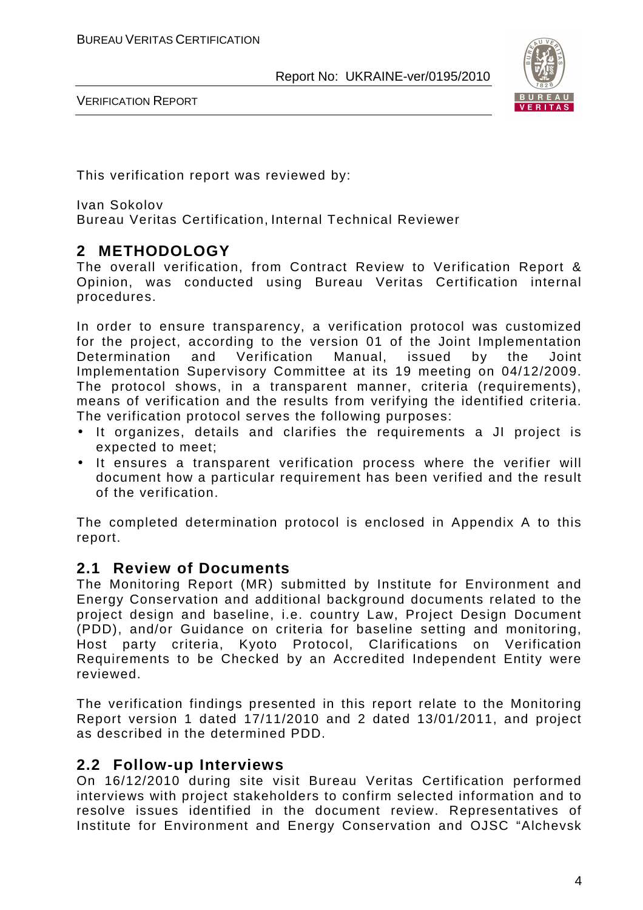This verification report was reviewed by:

Ivan Sokolov
Bureau Veritas Certification, Internal Technical Reviewer

## 2 METHODOLOGY

The overall verification, from Contract Review to Verification Report & Opinion, was conducted using Bureau Veritas Certification internal procedures.

In order to ensure transparency, a verification protocol was customized for the project, according to the version 01 of the Joint Implementation Determination and Verification Manual, issued by the Joint Implementation Supervisory Committee at its 19 meeting on 04/12/2009. The protocol shows, in a transparent manner, criteria (requirements), means of verification and the results from verifying the identified criteria. The verification protocol serves the following purposes:

- It organizes, details and clarifies the requirements a JI project is expected to meet;
- It ensures a transparent verification process where the verifier will document how a particular requirement has been verified and the result of the verification.

The completed determination protocol is enclosed in Appendix A to this report.

### 2.1 Review of Documents

The Monitoring Report (MR) submitted by Institute for Environment and Energy Conservation and additional background documents related to the project design and baseline, i.e. country Law, Project Design Document (PDD), and/or Guidance on criteria for baseline setting and monitoring, Host party criteria, Kyoto Protocol, Clarifications on Verification Requirements to be Checked by an Accredited Independent Entity were reviewed.

The verification findings presented in this report relate to the Monitoring Report version 1 dated 17/11/2010 and 2 dated 13/01/2011, and project as described in the determined PDD.

### 2.2 Follow-up Interviews

On 16/12/2010 during site visit Bureau Veritas Certification performed interviews with project stakeholders to confirm selected information and to resolve issues identified in the document review. Representatives of Institute for Environment and Energy Conservation and OJSC "Alchevsk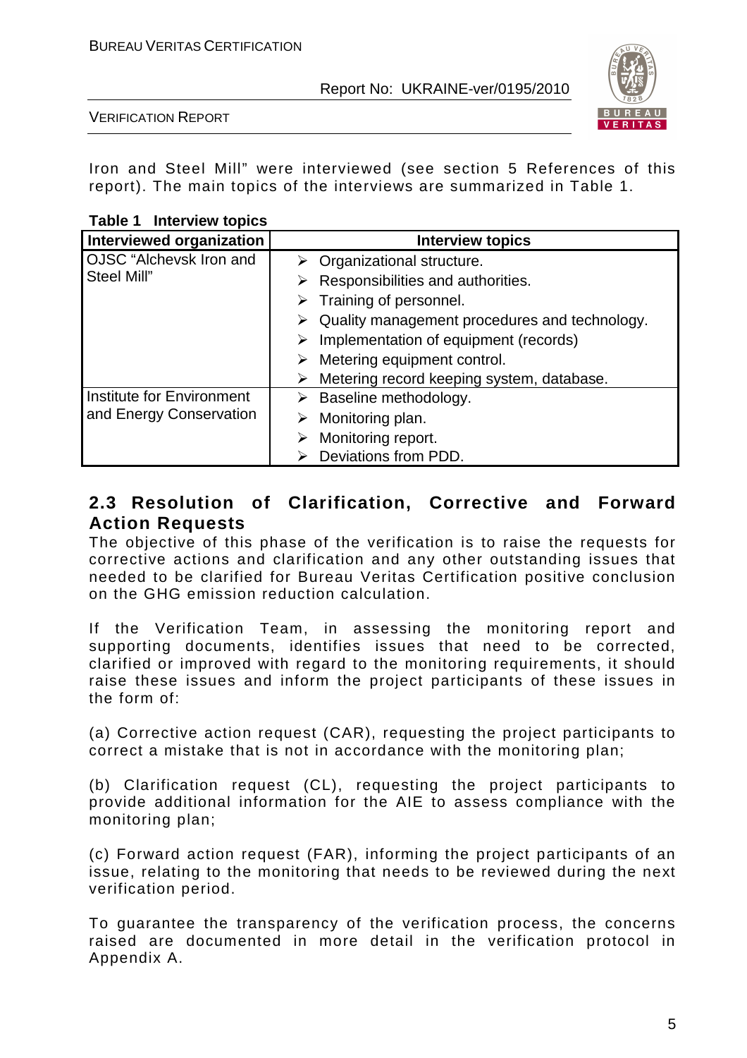Iron and Steel Mill" were interviewed (see section 5 References of this report). The main topics of the interviews are summarized in Table 1.

**Table 1 Interview topics**

| Interviewed organization | Interview topics |
|---|---|
| OJSC "Alchevsk Iron and Steel Mill" | ➢ Organizational structure.<br>➢ Responsibilities and authorities.<br>➢ Training of personnel.<br>➢ Quality management procedures and technology.<br>➢ Implementation of equipment (records)<br>➢ Metering equipment control.<br>➢ Metering record keeping system, database. |
| Institute for Environment and Energy Conservation | ➢ Baseline methodology.<br>➢ Monitoring plan.<br>➢ Monitoring report.<br>➢ Deviations from PDD. |

## 2.3 Resolution of Clarification, Corrective and Forward Action Requests

The objective of this phase of the verification is to raise the requests for corrective actions and clarification and any other outstanding issues that needed to be clarified for Bureau Veritas Certification positive conclusion on the GHG emission reduction calculation.

If the Verification Team, in assessing the monitoring report and supporting documents, identifies issues that need to be corrected, clarified or improved with regard to the monitoring requirements, it should raise these issues and inform the project participants of these issues in the form of:

(a) Corrective action request (CAR), requesting the project participants to correct a mistake that is not in accordance with the monitoring plan;

(b) Clarification request (CL), requesting the project participants to provide additional information for the AIE to assess compliance with the monitoring plan;

(c) Forward action request (FAR), informing the project participants of an issue, relating to the monitoring that needs to be reviewed during the next verification period.

To guarantee the transparency of the verification process, the concerns raised are documented in more detail in the verification protocol in Appendix A.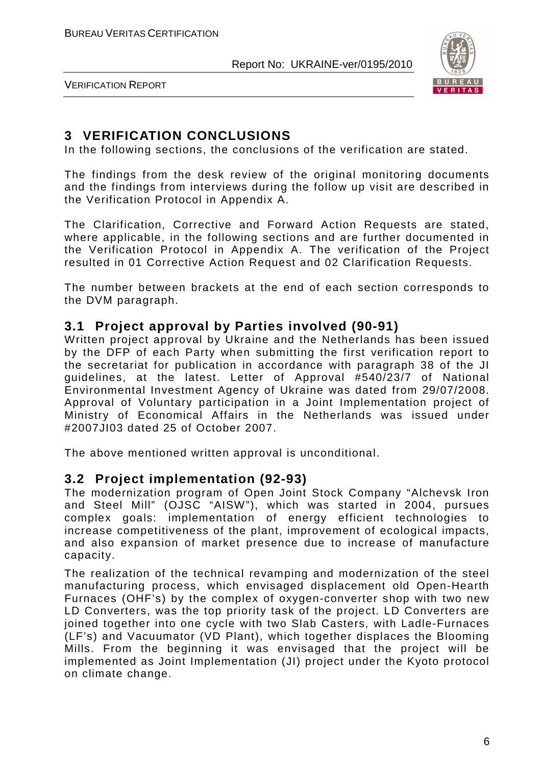# 3 VERIFICATION CONCLUSIONS

In the following sections, the conclusions of the verification are stated.

The findings from the desk review of the original monitoring documents and the findings from interviews during the follow up visit are described in the Verification Protocol in Appendix A.

The Clarification, Corrective and Forward Action Requests are stated, where applicable, in the following sections and are further documented in the Verification Protocol in Appendix A. The verification of the Project resulted in 01 Corrective Action Request and 02 Clarification Requests.

The number between brackets at the end of each section corresponds to the DVM paragraph.

## 3.1 Project approval by Parties involved (90-91)

Written project approval by Ukraine and the Netherlands has been issued by the DFP of each Party when submitting the first verification report to the secretariat for publication in accordance with paragraph 38 of the JI guidelines, at the latest. Letter of Approval #540/23/7 of National Environmental Investment Agency of Ukraine was dated from 29/07/2008. Approval of Voluntary participation in a Joint Implementation project of Ministry of Economical Affairs in the Netherlands was issued under #2007JI03 dated 25 of October 2007.

The above mentioned written approval is unconditional.

## 3.2 Project implementation (92-93)

The modernization program of Open Joint Stock Company "Alchevsk Iron and Steel Mill" (OJSC "AISW"), which was started in 2004, pursues complex goals: implementation of energy efficient technologies to increase competitiveness of the plant, improvement of ecological impacts, and also expansion of market presence due to increase of manufacture capacity.

The realization of the technical revamping and modernization of the steel manufacturing process, which envisaged displacement old Open-Hearth Furnaces (OHF's) by the complex of oxygen-converter shop with two new LD Converters, was the top priority task of the project. LD Converters are joined together into one cycle with two Slab Casters, with Ladle-Furnaces (LF's) and Vacuumator (VD Plant), which together displaces the Blooming Mills. From the beginning it was envisaged that the project will be implemented as Joint Implementation (JI) project under the Kyoto protocol on climate change.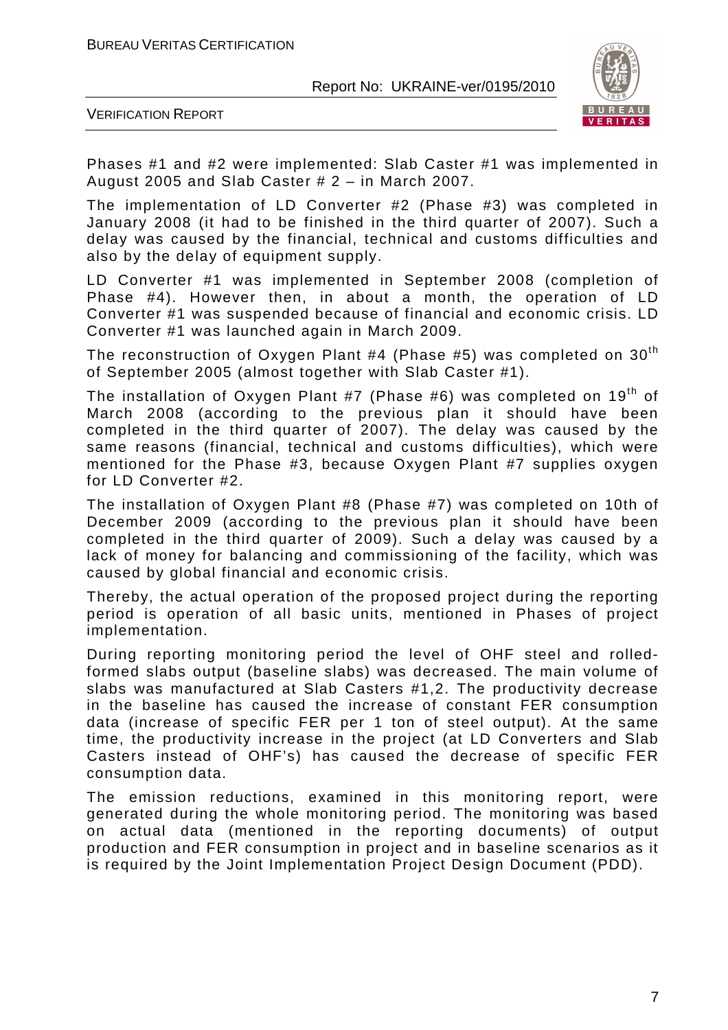Phases #1 and #2 were implemented: Slab Caster #1 was implemented in August 2005 and Slab Caster # 2 – in March 2007.

The implementation of LD Converter #2 (Phase #3) was completed in January 2008 (it had to be finished in the third quarter of 2007). Such a delay was caused by the financial, technical and customs difficulties and also by the delay of equipment supply.

LD Converter #1 was implemented in September 2008 (completion of Phase #4). However then, in about a month, the operation of LD Converter #1 was suspended because of financial and economic crisis. LD Converter #1 was launched again in March 2009.

The reconstruction of Oxygen Plant #4 (Phase #5) was completed on 30th of September 2005 (almost together with Slab Caster #1).

The installation of Oxygen Plant #7 (Phase #6) was completed on 19th of March 2008 (according to the previous plan it should have been completed in the third quarter of 2007). The delay was caused by the same reasons (financial, technical and customs difficulties), which were mentioned for the Phase #3, because Oxygen Plant #7 supplies oxygen for LD Converter #2.

The installation of Oxygen Plant #8 (Phase #7) was completed on 10th of December 2009 (according to the previous plan it should have been completed in the third quarter of 2009). Such a delay was caused by a lack of money for balancing and commissioning of the facility, which was caused by global financial and economic crisis.

Thereby, the actual operation of the proposed project during the reporting period is operation of all basic units, mentioned in Phases of project implementation.

During reporting monitoring period the level of OHF steel and rolled-formed slabs output (baseline slabs) was decreased. The main volume of slabs was manufactured at Slab Casters #1,2. The productivity decrease in the baseline has caused the increase of constant FER consumption data (increase of specific FER per 1 ton of steel output). At the same time, the productivity increase in the project (at LD Converters and Slab Casters instead of OHF's) has caused the decrease of specific FER consumption data.

The emission reductions, examined in this monitoring report, were generated during the whole monitoring period. The monitoring was based on actual data (mentioned in the reporting documents) of output production and FER consumption in project and in baseline scenarios as it is required by the Joint Implementation Project Design Document (PDD).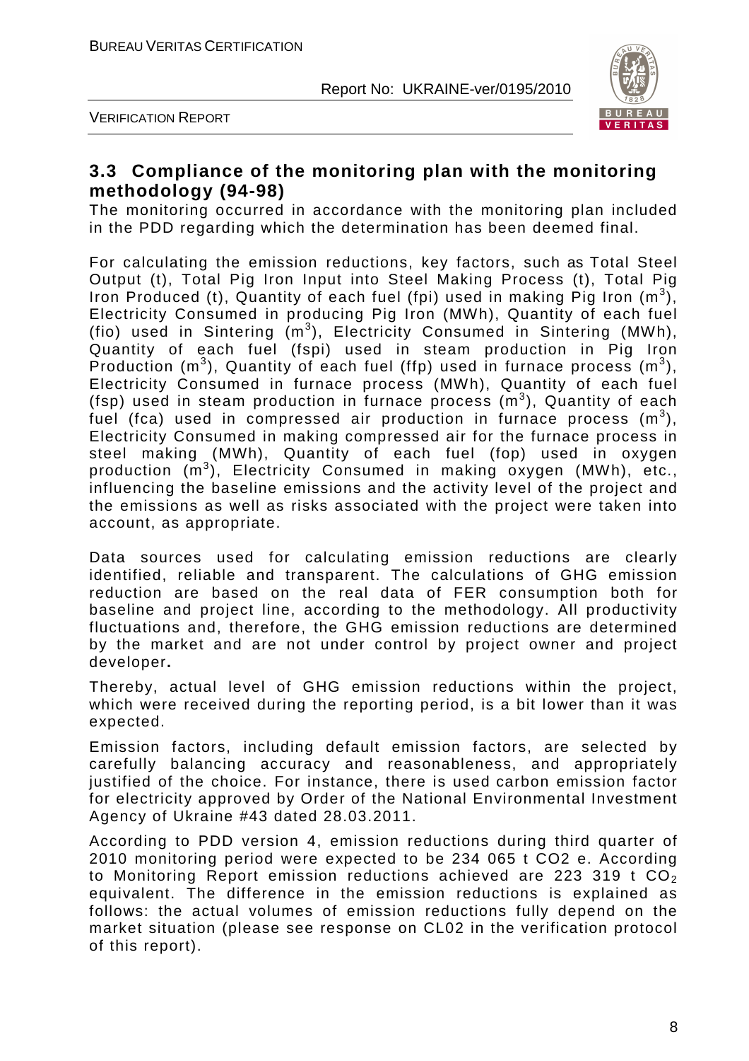## 3.3 Compliance of the monitoring plan with the monitoring methodology (94-98)

The monitoring occurred in accordance with the monitoring plan included in the PDD regarding which the determination has been deemed final.

For calculating the emission reductions, key factors, such as Total Steel Output (t), Total Pig Iron Input into Steel Making Process (t), Total Pig Iron Produced (t), Quantity of each fuel (fpi) used in making Pig Iron ($m^3$), Electricity Consumed in producing Pig Iron (MWh), Quantity of each fuel (fio) used in Sintering ($m^3$), Electricity Consumed in Sintering (MWh), Quantity of each fuel (fspi) used in steam production in Pig Iron Production ($m^3$), Quantity of each fuel (ffp) used in furnace process ($m^3$), Electricity Consumed in furnace process (MWh), Quantity of each fuel (fsp) used in steam production in furnace process ($m^3$), Quantity of each fuel (fca) used in compressed air production in furnace process ($m^3$), Electricity Consumed in making compressed air for the furnace process in steel making (MWh), Quantity of each fuel (fop) used in oxygen production ($m^3$), Electricity Consumed in making oxygen (MWh), etc., influencing the baseline emissions and the activity level of the project and the emissions as well as risks associated with the project were taken into account, as appropriate.

Data sources used for calculating emission reductions are clearly identified, reliable and transparent. The calculations of GHG emission reduction are based on the real data of FER consumption both for baseline and project line, according to the methodology. All productivity fluctuations and, therefore, the GHG emission reductions are determined by the market and are not under control by project owner and project developer**.**

Thereby, actual level of GHG emission reductions within the project, which were received during the reporting period, is a bit lower than it was expected.

Emission factors, including default emission factors, are selected by carefully balancing accuracy and reasonableness, and appropriately justified of the choice. For instance, there is used carbon emission factor for electricity approved by Order of the National Environmental Investment Agency of Ukraine #43 dated 28.03.2011.

According to PDD version 4, emission reductions during third quarter of 2010 monitoring period were expected to be 234 065 t CO2 e. According to Monitoring Report emission reductions achieved are 223 319 t $CO_2$ equivalent. The difference in the emission reductions is explained as follows: the actual volumes of emission reductions fully depend on the market situation (please see response on CL02 in the verification protocol of this report).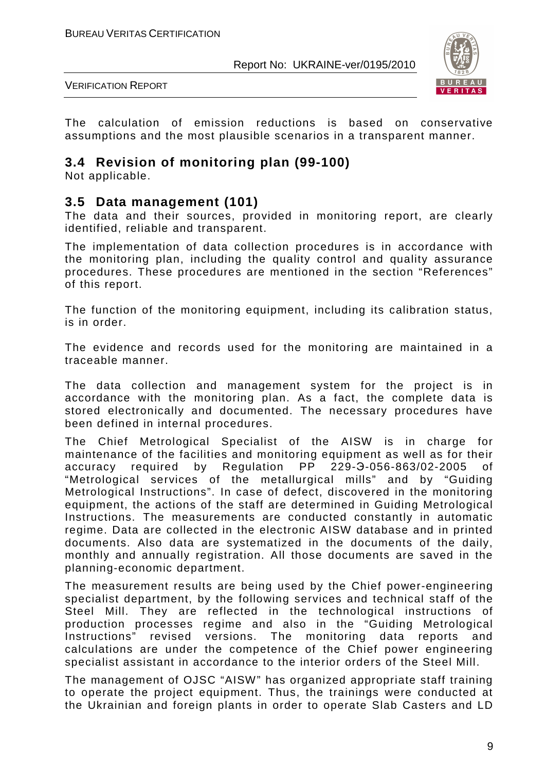The calculation of emission reductions is based on conservative assumptions and the most plausible scenarios in a transparent manner.

## 3.4 Revision of monitoring plan (99-100)

Not applicable.

## 3.5 Data management (101)

The data and their sources, provided in monitoring report, are clearly identified, reliable and transparent.

The implementation of data collection procedures is in accordance with the monitoring plan, including the quality control and quality assurance procedures. These procedures are mentioned in the section "References" of this report.

The function of the monitoring equipment, including its calibration status, is in order.

The evidence and records used for the monitoring are maintained in a traceable manner.

The data collection and management system for the project is in accordance with the monitoring plan. As a fact, the complete data is stored electronically and documented. The necessary procedures have been defined in internal procedures.

The Chief Metrological Specialist of the AISW is in charge for maintenance of the facilities and monitoring equipment as well as for their accuracy required by Regulation PP 229-Э-056-863/02-2005 of "Metrological services of the metallurgical mills" and by "Guiding Metrological Instructions". In case of defect, discovered in the monitoring equipment, the actions of the staff are determined in Guiding Metrological Instructions. The measurements are conducted constantly in automatic regime. Data are collected in the electronic AISW database and in printed documents. Also data are systematized in the documents of the daily, monthly and annually registration. All those documents are saved in the planning-economic department.

The measurement results are being used by the Chief power-engineering specialist department, by the following services and technical staff of the Steel Mill. They are reflected in the technological instructions of production processes regime and also in the "Guiding Metrological Instructions" revised versions. The monitoring data reports and calculations are under the competence of the Chief power engineering specialist assistant in accordance to the interior orders of the Steel Mill.

The management of OJSC "AISW" has organized appropriate staff training to operate the project equipment. Thus, the trainings were conducted at the Ukrainian and foreign plants in order to operate Slab Casters and LD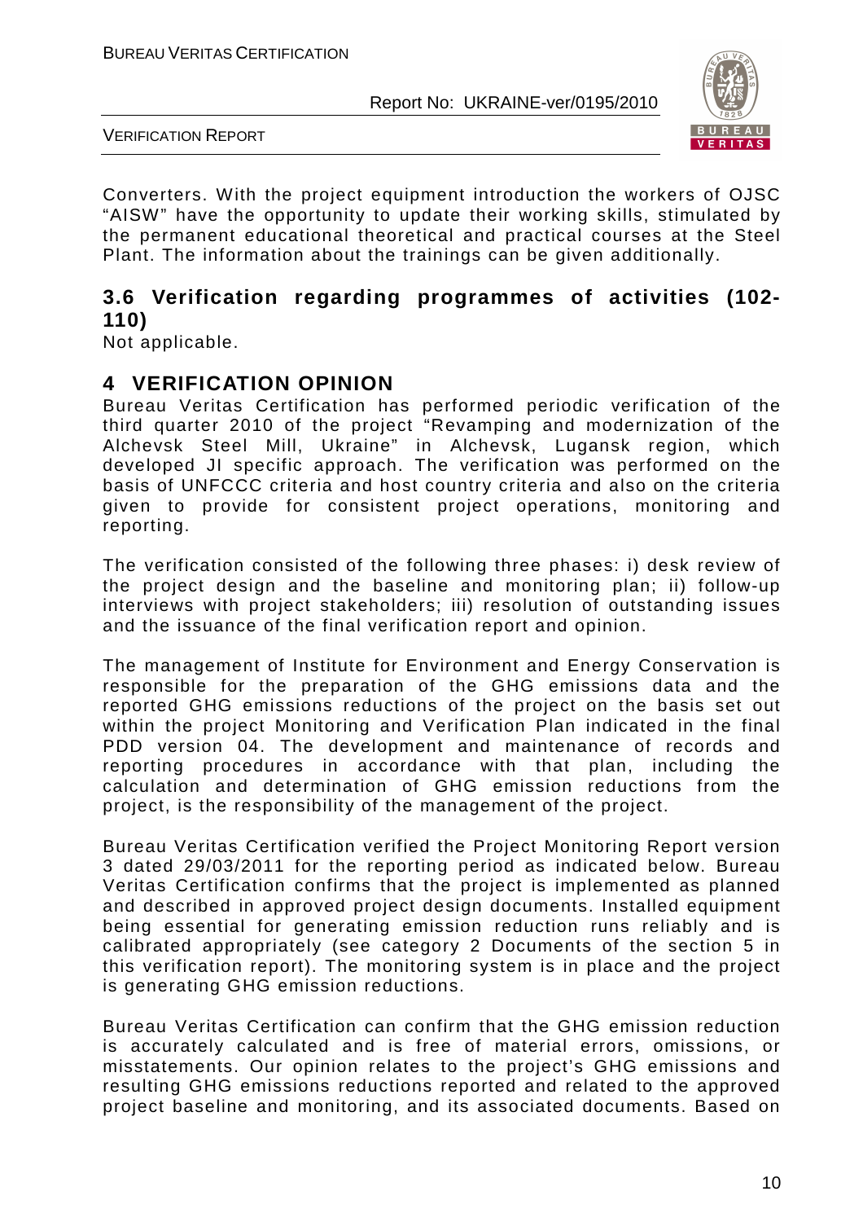Converters. With the project equipment introduction the workers of OJSC "AISW" have the opportunity to update their working skills, stimulated by the permanent educational theoretical and practical courses at the Steel Plant. The information about the trainings can be given additionally.

## 3.6 Verification regarding programmes of activities (102-110)

Not applicable.

# 4 VERIFICATION OPINION

Bureau Veritas Certification has performed periodic verification of the third quarter 2010 of the project "Revamping and modernization of the Alchevsk Steel Mill, Ukraine" in Alchevsk, Lugansk region, which developed JI specific approach. The verification was performed on the basis of UNFCCC criteria and host country criteria and also on the criteria given to provide for consistent project operations, monitoring and reporting.

The verification consisted of the following three phases: i) desk review of the project design and the baseline and monitoring plan; ii) follow-up interviews with project stakeholders; iii) resolution of outstanding issues and the issuance of the final verification report and opinion.

The management of Institute for Environment and Energy Conservation is responsible for the preparation of the GHG emissions data and the reported GHG emissions reductions of the project on the basis set out within the project Monitoring and Verification Plan indicated in the final PDD version 04. The development and maintenance of records and reporting procedures in accordance with that plan, including the calculation and determination of GHG emission reductions from the project, is the responsibility of the management of the project.

Bureau Veritas Certification verified the Project Monitoring Report version 3 dated 29/03/2011 for the reporting period as indicated below. Bureau Veritas Certification confirms that the project is implemented as planned and described in approved project design documents. Installed equipment being essential for generating emission reduction runs reliably and is calibrated appropriately (see category 2 Documents of the section 5 in this verification report). The monitoring system is in place and the project is generating GHG emission reductions.

Bureau Veritas Certification can confirm that the GHG emission reduction is accurately calculated and is free of material errors, omissions, or misstatements. Our opinion relates to the project's GHG emissions and resulting GHG emissions reductions reported and related to the approved project baseline and monitoring, and its associated documents. Based on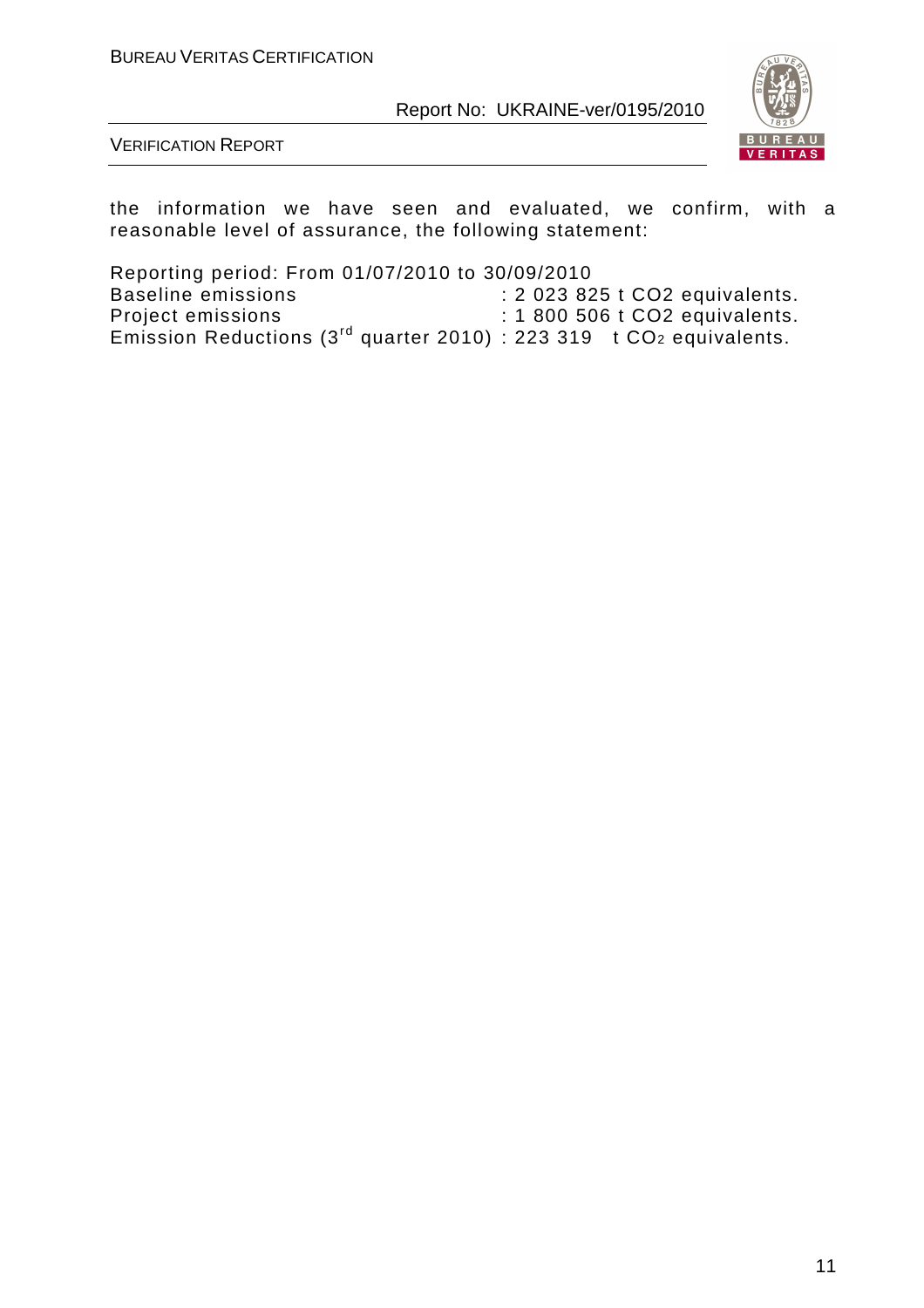the information we have seen and evaluated, we confirm, with a reasonable level of assurance, the following statement:

Reporting period: From 01/07/2010 to 30/09/2010
Baseline emissions : 2 023 825 t CO2 equivalents.
Project emissions : 1 800 506 t CO2 equivalents.
Emission Reductions (3rd quarter 2010) : 223 319 t $CO_2$ equivalents.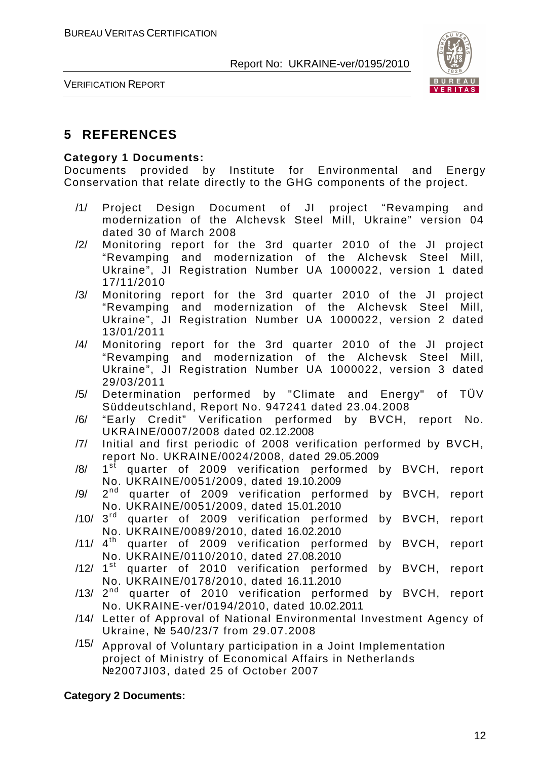# 5 REFERENCES

**Category 1 Documents:**

Documents provided by Institute for Environmental and Energy Conservation that relate directly to the GHG components of the project.

/1/ Project Design Document of JI project "Revamping and modernization of the Alchevsk Steel Mill, Ukraine" version 04 dated 30 of March 2008

/2/ Monitoring report for the 3rd quarter 2010 of the JI project "Revamping and modernization of the Alchevsk Steel Mill, Ukraine", JI Registration Number UA 1000022, version 1 dated 17/11/2010

/3/ Monitoring report for the 3rd quarter 2010 of the JI project "Revamping and modernization of the Alchevsk Steel Mill, Ukraine", JI Registration Number UA 1000022, version 2 dated 13/01/2011

/4/ Monitoring report for the 3rd quarter 2010 of the JI project "Revamping and modernization of the Alchevsk Steel Mill, Ukraine", JI Registration Number UA 1000022, version 3 dated 29/03/2011

/5/ Determination performed by "Climate and Energy" of TÜV Süddeutschland, Report No. 947241 dated 23.04.2008

/6/ "Early Credit" Verification performed by BVCH, report No. UKRAINE/0007/2008 dated 02.12.2008

/7/ Initial and first periodic of 2008 verification performed by BVCH, report No. UKRAINE/0024/2008, dated 29.05.2009

/8/ 1st quarter of 2009 verification performed by BVCH, report No. UKRAINE/0051/2009, dated 19.10.2009

/9/ 2nd quarter of 2009 verification performed by BVCH, report No. UKRAINE/0051/2009, dated 15.01.2010

/10/ 3rd quarter of 2009 verification performed by BVCH, report No. UKRAINE/0089/2010, dated 16.02.2010

/11/ 4th quarter of 2009 verification performed by BVCH, report No. UKRAINE/0110/2010, dated 27.08.2010

/12/ 1st quarter of 2010 verification performed by BVCH, report No. UKRAINE/0178/2010, dated 16.11.2010

/13/ 2nd quarter of 2010 verification performed by BVCH, report No. UKRAINE-ver/0194/2010, dated 10.02.2011

/14/ Letter of Approval of National Environmental Investment Agency of Ukraine, № 540/23/7 from 29.07.2008

/15/ Approval of Voluntary participation in a Joint Implementation project of Ministry of Economical Affairs in Netherlands №2007JI03, dated 25 of October 2007

**Category 2 Documents:**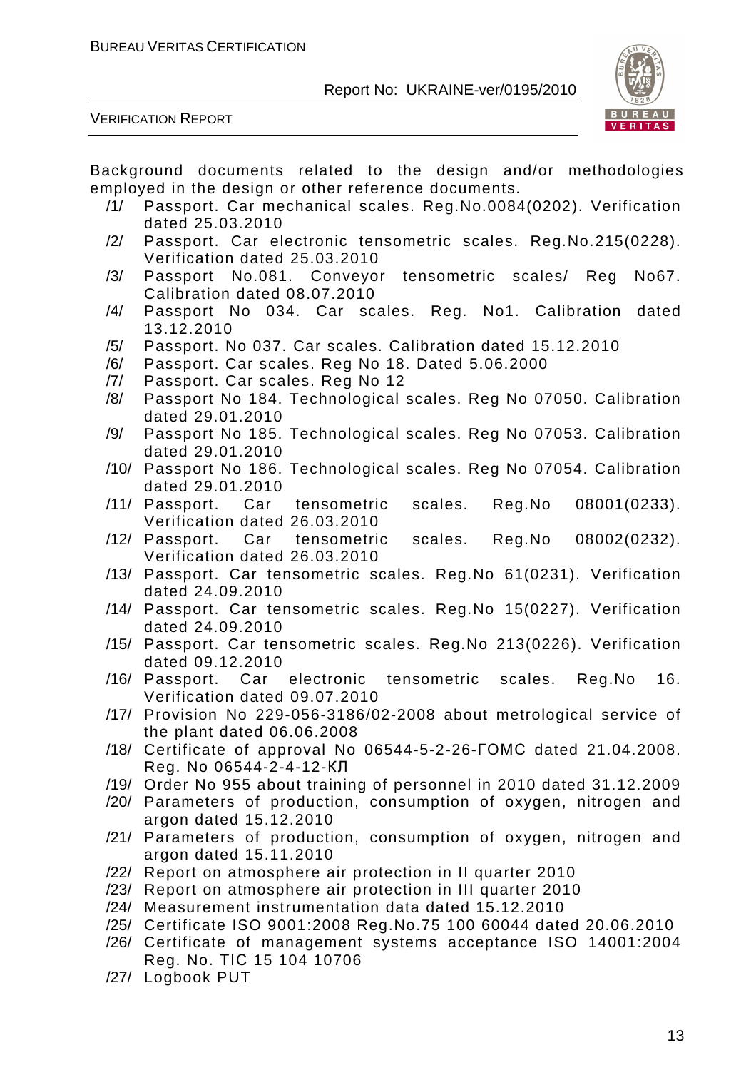Background documents related to the design and/or methodologies employed in the design or other reference documents.

/1/ Passport. Car mechanical scales. Reg.No.0084(0202). Verification dated 25.03.2010

/2/ Passport. Car electronic tensometric scales. Reg.No.215(0228). Verification dated 25.03.2010

/3/ Passport No.081. Conveyor tensometric scales/ Reg No67. Calibration dated 08.07.2010

/4/ Passport No 034. Car scales. Reg. No1. Calibration dated 13.12.2010

/5/ Passport. No 037. Car scales. Calibration dated 15.12.2010

/6/ Passport. Car scales. Reg No 18. Dated 5.06.2000

/7/ Passport. Car scales. Reg No 12

/8/ Passport No 184. Technological scales. Reg No 07050. Calibration dated 29.01.2010

/9/ Passport No 185. Technological scales. Reg No 07053. Calibration dated 29.01.2010

/10/ Passport No 186. Technological scales. Reg No 07054. Calibration dated 29.01.2010

/11/ Passport. Car tensometric scales. Reg.No 08001(0233). Verification dated 26.03.2010

/12/ Passport. Car tensometric scales. Reg.No 08002(0232). Verification dated 26.03.2010

/13/ Passport. Car tensometric scales. Reg.No 61(0231). Verification dated 24.09.2010

/14/ Passport. Car tensometric scales. Reg.No 15(0227). Verification dated 24.09.2010

/15/ Passport. Car tensometric scales. Reg.No 213(0226). Verification dated 09.12.2010

/16/ Passport. Car electronic tensometric scales. Reg.No 16. Verification dated 09.07.2010

/17/ Provision No 229-056-3186/02-2008 about metrological service of the plant dated 06.06.2008

/18/ Certificate of approval No 06544-5-2-26-ГОМС dated 21.04.2008. Reg. No 06544-2-4-12-КЛ

/19/ Order No 955 about training of personnel in 2010 dated 31.12.2009

/20/ Parameters of production, consumption of oxygen, nitrogen and argon dated 15.12.2010

/21/ Parameters of production, consumption of oxygen, nitrogen and argon dated 15.11.2010

/22/ Report on atmosphere air protection in II quarter 2010

/23/ Report on atmosphere air protection in III quarter 2010

/24/ Measurement instrumentation data dated 15.12.2010

/25/ Certificate ISO 9001:2008 Reg.No.75 100 60044 dated 20.06.2010

/26/ Certificate of management systems acceptance ISO 14001:2004 Reg. No. TIC 15 104 10706

/27/ Logbook PUT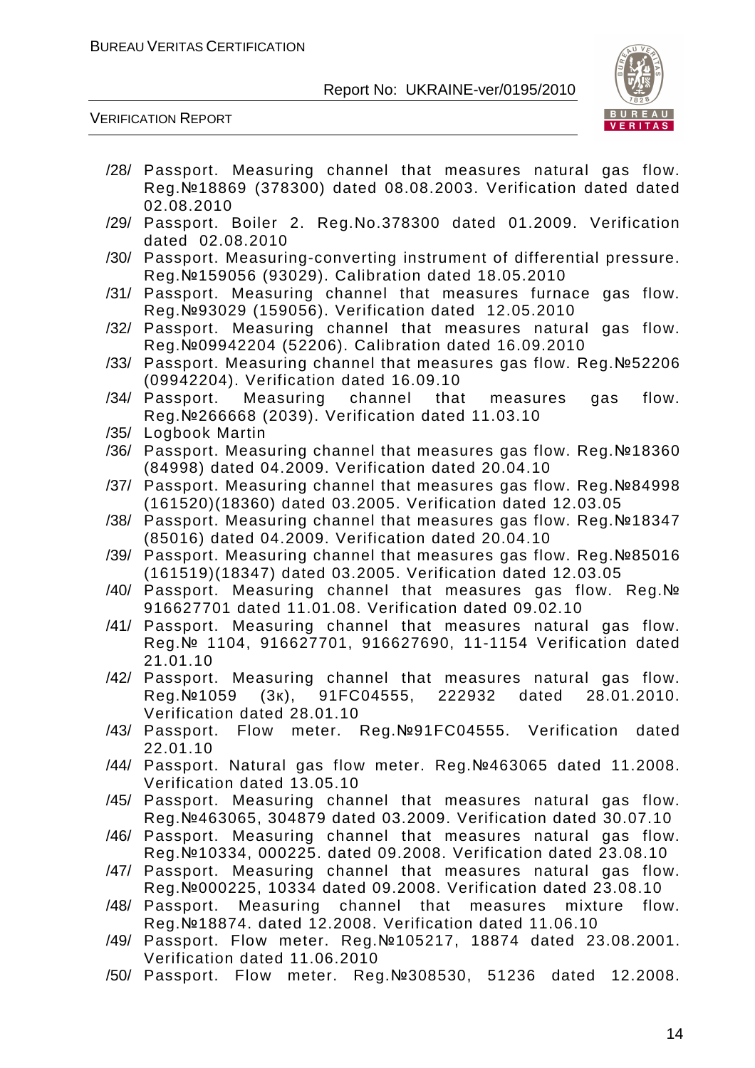/28/ Passport. Measuring channel that measures natural gas flow. Reg.№18869 (378300) dated 08.08.2003. Verification dated dated 02.08.2010

/29/ Passport. Boiler 2. Reg.No.378300 dated 01.2009. Verification dated 02.08.2010

/30/ Passport. Measuring-converting instrument of differential pressure. Reg.№159056 (93029). Calibration dated 18.05.2010

/31/ Passport. Measuring channel that measures furnace gas flow. Reg.№93029 (159056). Verification dated 12.05.2010

/32/ Passport. Measuring channel that measures natural gas flow. Reg.№09942204 (52206). Calibration dated 16.09.2010

/33/ Passport. Measuring channel that measures gas flow. Reg.№52206 (09942204). Verification dated 16.09.10

/34/ Passport. Measuring channel that measures gas flow. Reg.№266668 (2039). Verification dated 11.03.10

/35/ Logbook Martin

/36/ Passport. Measuring channel that measures gas flow. Reg.№18360 (84998) dated 04.2009. Verification dated 20.04.10

/37/ Passport. Measuring channel that measures gas flow. Reg.№84998 (161520)(18360) dated 03.2005. Verification dated 12.03.05

/38/ Passport. Measuring channel that measures gas flow. Reg.№18347 (85016) dated 04.2009. Verification dated 20.04.10

/39/ Passport. Measuring channel that measures gas flow. Reg.№85016 (161519)(18347) dated 03.2005. Verification dated 12.03.05

/40/ Passport. Measuring channel that measures gas flow. Reg.№ 916627701 dated 11.01.08. Verification dated 09.02.10

/41/ Passport. Measuring channel that measures natural gas flow. Reg.№ 1104, 916627701, 916627690, 11-1154 Verification dated 21.01.10

/42/ Passport. Measuring channel that measures natural gas flow. Reg.№1059 (3к), 91FC04555, 222932 dated 28.01.2010. Verification dated 28.01.10

/43/ Passport. Flow meter. Reg.№91FC04555. Verification dated 22.01.10

/44/ Passport. Natural gas flow meter. Reg.№463065 dated 11.2008. Verification dated 13.05.10

/45/ Passport. Measuring channel that measures natural gas flow. Reg.№463065, 304879 dated 03.2009. Verification dated 30.07.10

/46/ Passport. Measuring channel that measures natural gas flow. Reg.№10334, 000225. dated 09.2008. Verification dated 23.08.10

/47/ Passport. Measuring channel that measures natural gas flow. Reg.№000225, 10334 dated 09.2008. Verification dated 23.08.10

/48/ Passport. Measuring channel that measures mixture flow. Reg.№18874. dated 12.2008. Verification dated 11.06.10

/49/ Passport. Flow meter. Reg.№105217, 18874 dated 23.08.2001. Verification dated 11.06.2010

/50/ Passport. Flow meter. Reg.№308530, 51236 dated 12.2008.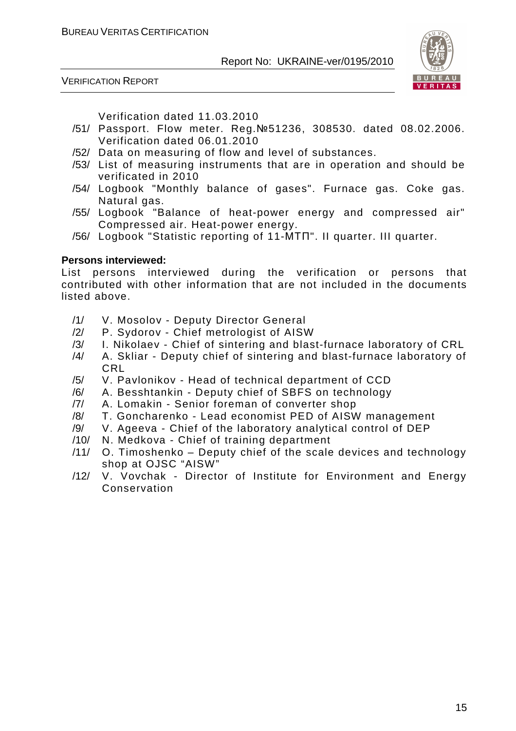Verification dated 11.03.2010

/51/ Passport. Flow meter. Reg.№51236, 308530. dated 08.02.2006. Verification dated 06.01.2010

/52/ Data on measuring of flow and level of substances.

/53/ List of measuring instruments that are in operation and should be verificated in 2010

/54/ Logbook "Monthly balance of gases". Furnace gas. Coke gas. Natural gas.

/55/ Logbook "Balance of heat-power energy and compressed air" Compressed air. Heat-power energy.

/56/ Logbook "Statistic reporting of 11-МТП". II quarter. III quarter.

**Persons interviewed:**

List persons interviewed during the verification or persons that contributed with other information that are not included in the documents listed above.

/1/ V. Mosolov - Deputy Director General

/2/ P. Sydorov - Chief metrologist of AISW

/3/ I. Nikolaev - Chief of sintering and blast-furnace laboratory of CRL

/4/ A. Skliar - Deputy chief of sintering and blast-furnace laboratory of CRL

/5/ V. Pavlonikov - Head of technical department of CCD

/6/ A. Besshtankin - Deputy chief of SBFS on technology

/7/ A. Lomakin - Senior foreman of converter shop

/8/ T. Goncharenko - Lead economist PED of AISW management

/9/ V. Ageeva - Chief of the laboratory analytical control of DEP

/10/ N. Medkova - Chief of training department

/11/ O. Timoshenko – Deputy chief of the scale devices and technology shop at OJSC "AISW"

/12/ V. Vovchak - Director of Institute for Environment and Energy Conservation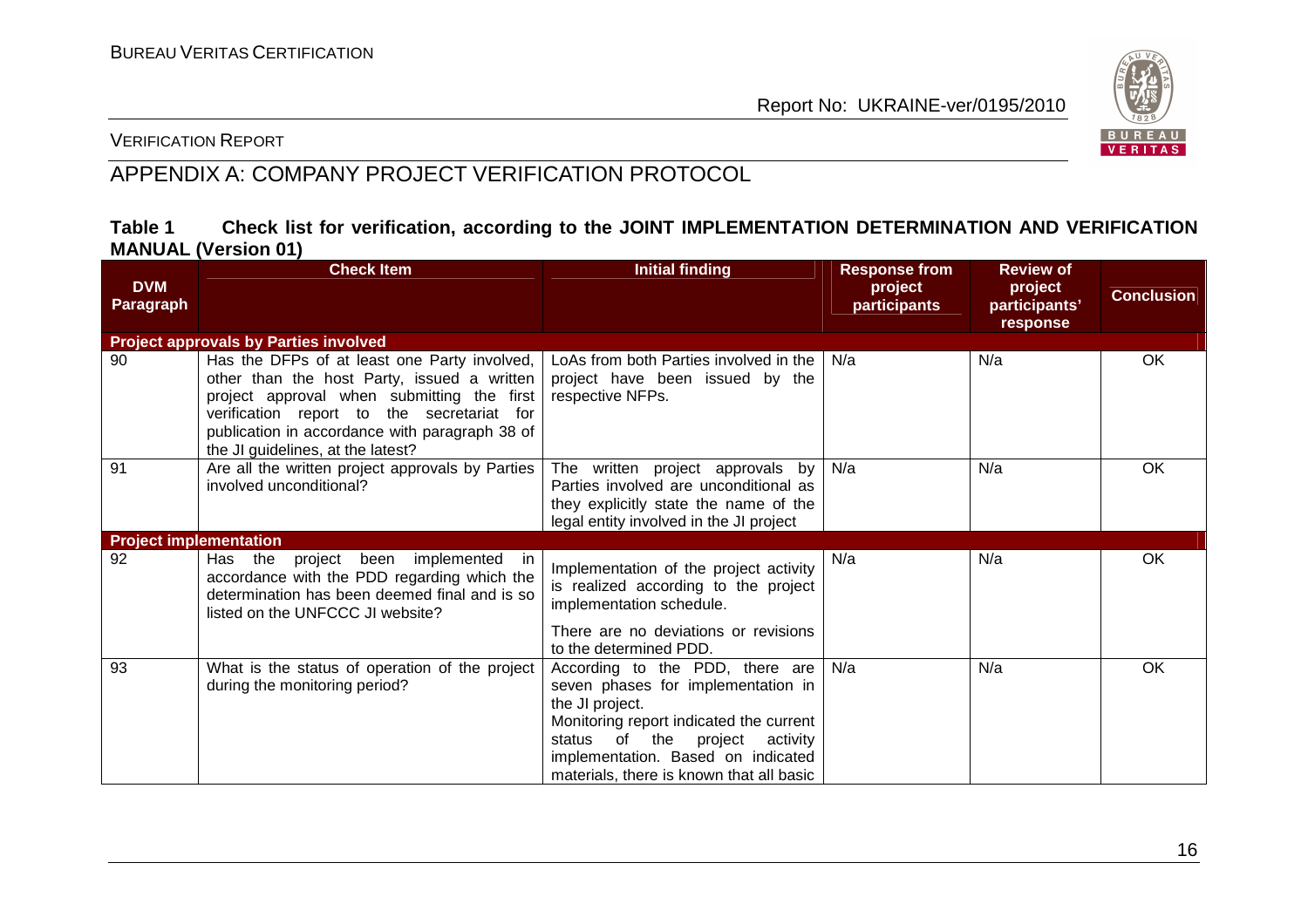# APPENDIX A: COMPANY PROJECT VERIFICATION PROTOCOL

**Table 1 Check list for verification, according to the JOINT IMPLEMENTATION DETERMINATION AND VERIFICATION MANUAL (Version 01)**

| DVM Paragraph | Check Item | Initial finding | Response from project participants | Review of project participants' response | Conclusion |
|---|---|---|---|---|---|
| **Project approvals by Parties involved** | | | | | |
| 90 | Has the DFPs of at least one Party involved, other than the host Party, issued a written project approval when submitting the first verification report to the secretariat for publication in accordance with paragraph 38 of the JI guidelines, at the latest? | LoAs from both Parties involved in the project have been issued by the respective NFPs. | N/a | N/a | OK |
| 91 | Are all the written project approvals by Parties involved unconditional? | The written project approvals by Parties involved are unconditional as they explicitly state the name of the legal entity involved in the JI project | N/a | N/a | OK |
| **Project implementation** | | | | | |
| 92 | Has the project been implemented in accordance with the PDD regarding which the determination has been deemed final and is so listed on the UNFCCC JI website? | Implementation of the project activity is realized according to the project implementation schedule.<br><br>There are no deviations or revisions to the determined PDD. | N/a | N/a | OK |
| 93 | What is the status of operation of the project during the monitoring period? | According to the PDD, there are seven phases for implementation in the JI project.<br>Monitoring report indicated the current status of the project activity implementation. Based on indicated materials, there is known that all basic | N/a | N/a | OK |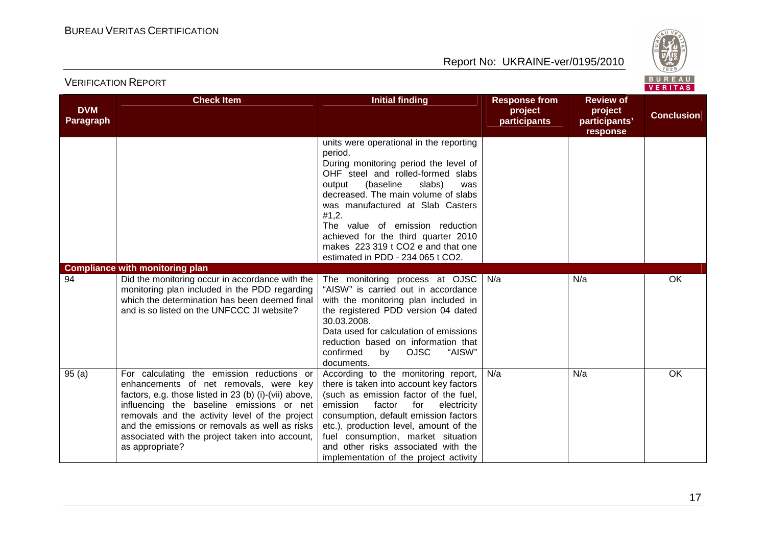| DVM Paragraph | Check Item | Initial finding | Response from project participants | Review of project participants' response | Conclusion |
|---|---|---|---|---|---|
| | | units were operational in the reporting period. During monitoring period the level of OHF steel and rolled-formed slabs output (baseline slabs) was decreased. The main volume of slabs was manufactured at Slab Casters #1,2. The value of emission reduction achieved for the third quarter 2010 makes 223 319 t CO2 e and that one estimated in PDD - 234 065 t CO2. | | | |
| **Compliance with monitoring plan** | | | | | |
| 94 | Did the monitoring occur in accordance with the monitoring plan included in the PDD regarding which the determination has been deemed final and is so listed on the UNFCCC JI website? | The monitoring process at OJSC "AISW" is carried out in accordance with the monitoring plan included in the registered PDD version 04 dated 30.03.2008. Data used for calculation of emissions reduction based on information that confirmed by OJSC "AISW" documents. | N/a | N/a | OK |
| 95 (a) | For calculating the emission reductions or enhancements of net removals, were key factors, e.g. those listed in 23 (b) (i)-(vii) above, influencing the baseline emissions or net removals and the activity level of the project and the emissions or removals as well as risks associated with the project taken into account, as appropriate? | According to the monitoring report, there is taken into account key factors (such as emission factor of the fuel, emission factor for electricity consumption, default emission factors etc.), production level, amount of the fuel consumption, market situation and other risks associated with the implementation of the project activity | N/a | N/a | OK |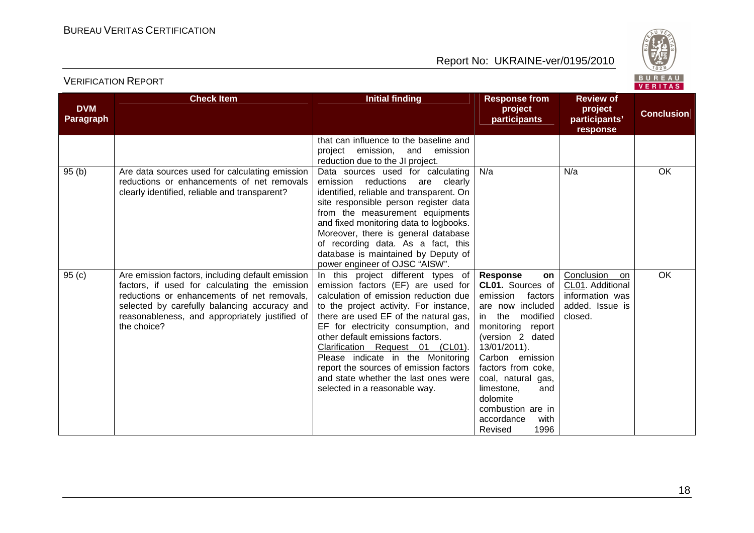| DVM Paragraph | Check Item | Initial finding | Response from project participants | Review of project participants' response | Conclusion |
|---|---|---|---|---|---|
| | | that can influence to the baseline and project emission, and emission reduction due to the JI project. | | | |
| 95 (b) | Are data sources used for calculating emission reductions or enhancements of net removals clearly identified, reliable and transparent? | Data sources used for calculating emission reductions are clearly identified, reliable and transparent. On site responsible person register data from the measurement equipments and fixed monitoring data to logbooks. Moreover, there is general database of recording data. As a fact, this database is maintained by Deputy of power engineer of OJSC "AISW". | N/a | N/a | OK |
| 95 (c) | Are emission factors, including default emission factors, if used for calculating the emission reductions or enhancements of net removals, selected by carefully balancing accuracy and reasonableness, and appropriately justified of the choice? | In this project different types of emission factors (EF) are used for calculation of emission reduction due to the project activity. For instance, there are used EF of the natural gas, EF for electricity consumption, and other default emissions factors. Clarification Request 01 (CL01). Please indicate in the Monitoring report the sources of emission factors and state whether the last ones were selected in a reasonable way. | **Response on CL01.** Sources of emission factors are now included in the modified monitoring report (version 2 dated 13/01/2011). Carbon emission factors from coke, coal, natural gas, limestone, and dolomite combustion are in accordance with Revised 1996 | Conclusion on CL01. Additional information was added. Issue is closed. | OK |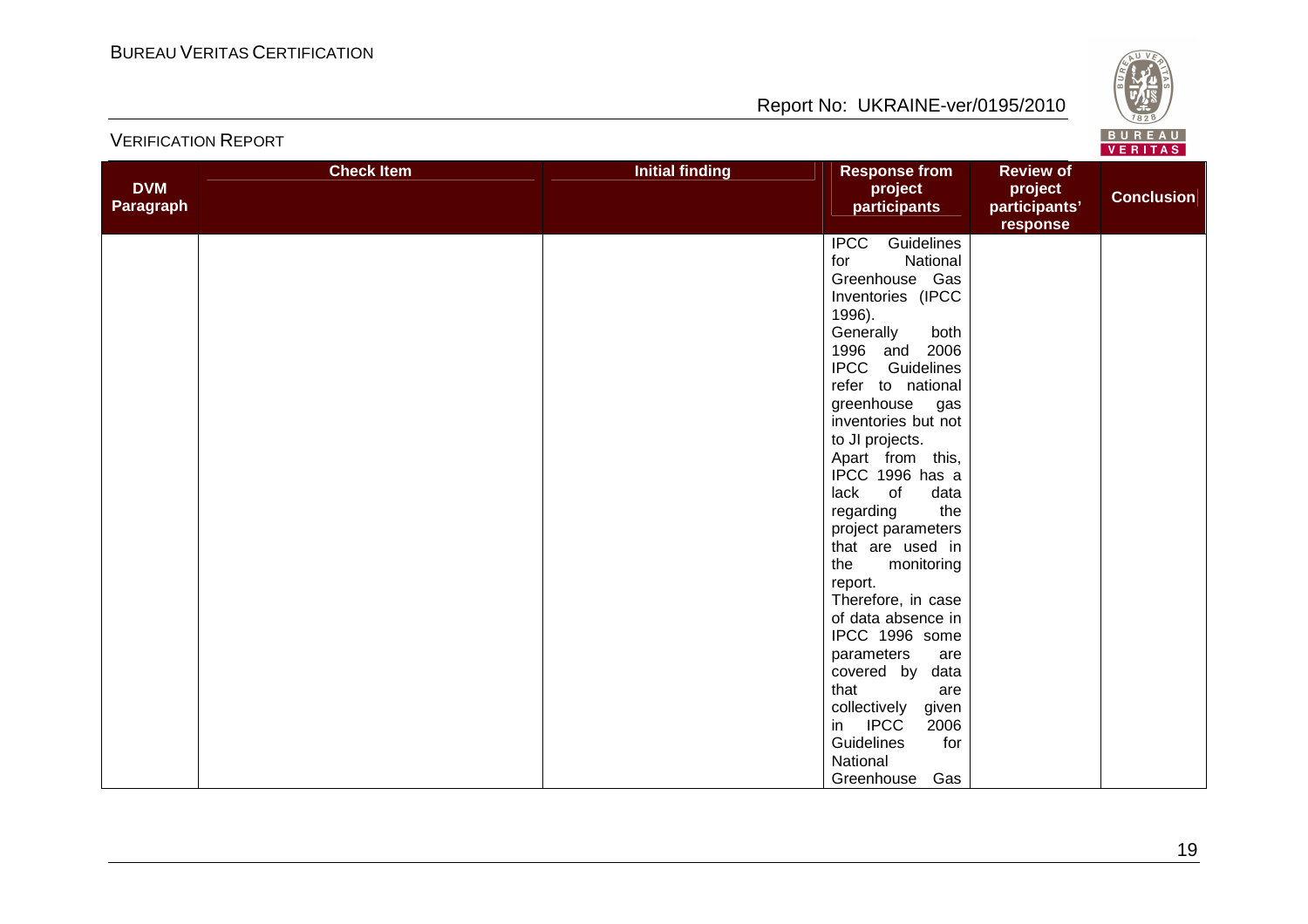| DVM Paragraph | Check Item | Initial finding | Response from project participants | Review of project participants' response | Conclusion |
|---|---|---|---|---|---|
| | | | IPCC Guidelines for National Greenhouse Gas Inventories (IPCC 1996). Generally both 1996 and 2006 IPCC Guidelines refer to national greenhouse gas inventories but not to JI projects. Apart from this, IPCC 1996 has a lack of data regarding the project parameters that are used in the monitoring report. Therefore, in case of data absence in IPCC 1996 some parameters are covered by data that are collectively given in IPCC 2006 Guidelines for National Greenhouse Gas | | |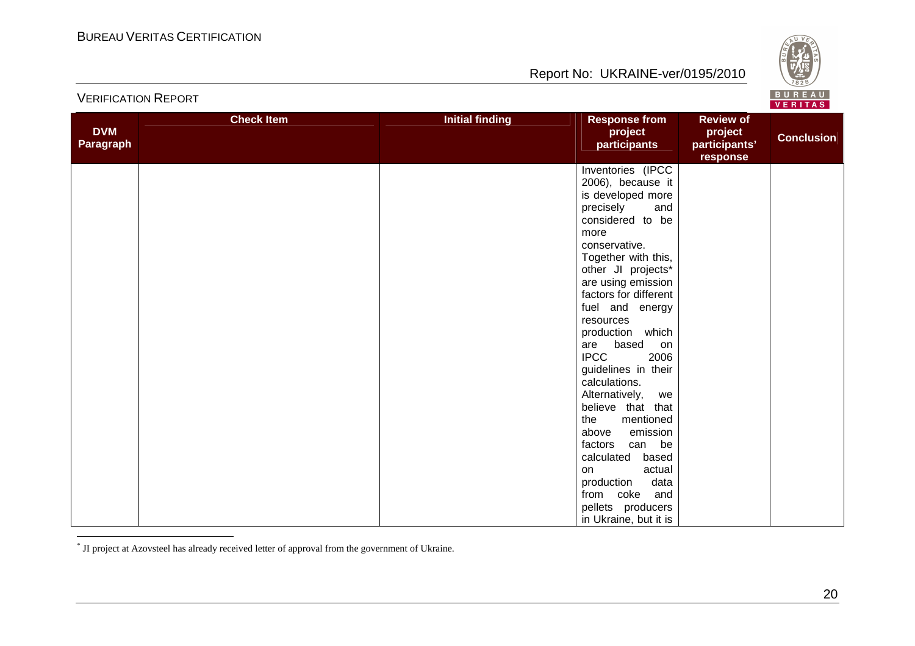| DVM Paragraph | Check Item | Initial finding | Response from project participants | Review of project participants' response | Conclusion |
|---|---|---|---|---|---|
| | | | Inventories (IPCC 2006), because it is developed more precisely and considered to be more conservative. Together with this, other JI projects* are using emission factors for different fuel and energy resources production which are based on IPCC 2006 guidelines in their calculations. Alternatively, we believe that that the mentioned above emission factors can be calculated based on actual production data from coke and pellets producers in Ukraine, but it is | | |

* JI project at Azovsteel has already received letter of approval from the government of Ukraine.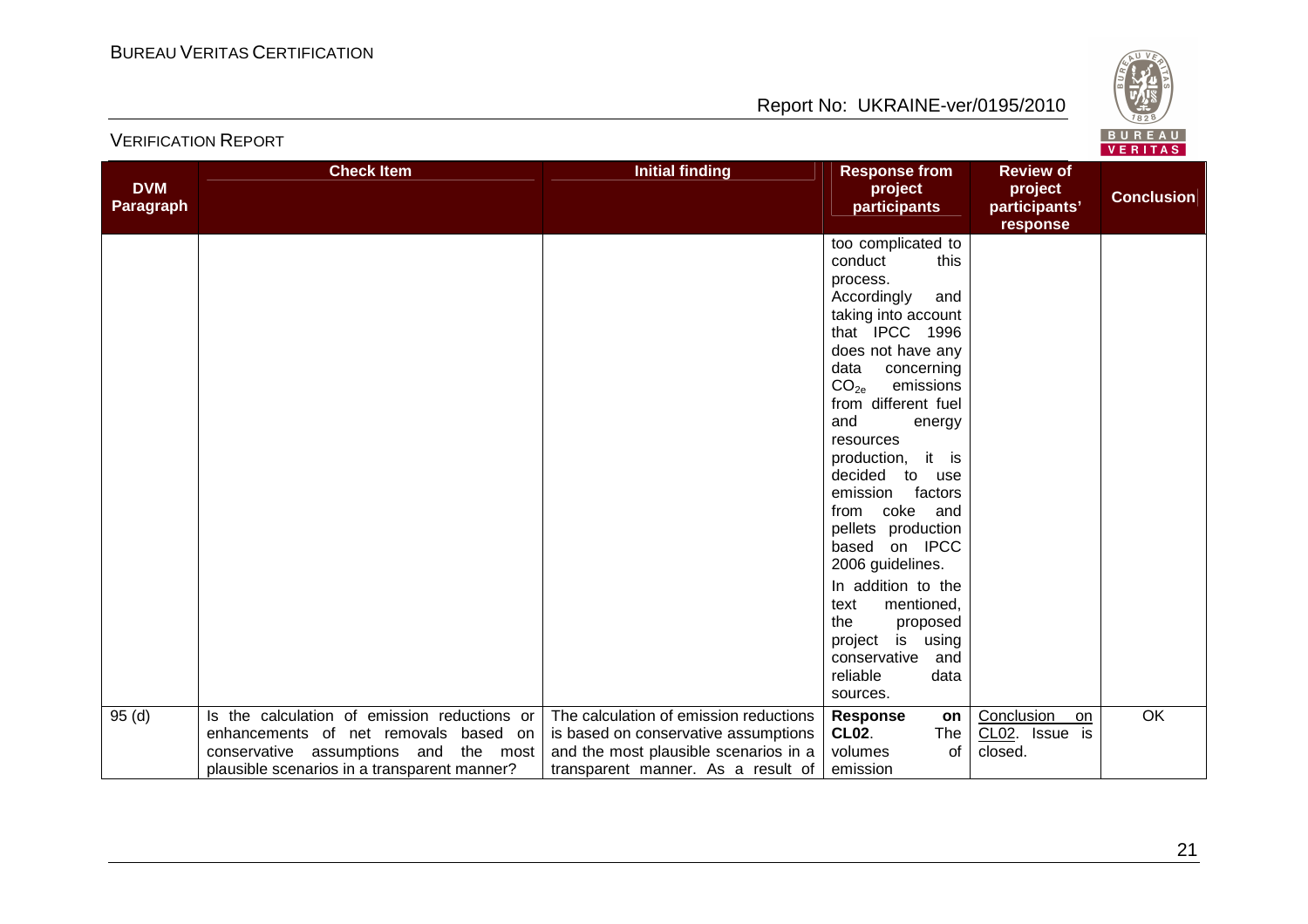| DVM Paragraph | Check Item | Initial finding | Response from project participants | Review of project participants' response | Conclusion |
|---|---|---|---|---|---|
| | | | too complicated to conduct this process. Accordingly and taking into account that IPCC 1996 does not have any data concerning $CO_{2e}$ emissions from different fuel and energy resources production, it is decided to use emission factors from coke and pellets production based on IPCC 2006 guidelines. In addition to the text mentioned, the proposed project is using conservative and reliable data sources. | | |
| 95 (d) | Is the calculation of emission reductions or enhancements of net removals based on conservative assumptions and the most plausible scenarios in a transparent manner? | The calculation of emission reductions is based on conservative assumptions and the most plausible scenarios in a transparent manner. As a result of | **Response on CL02.** The volumes of emission | Conclusion on CL02. Issue is closed. | OK |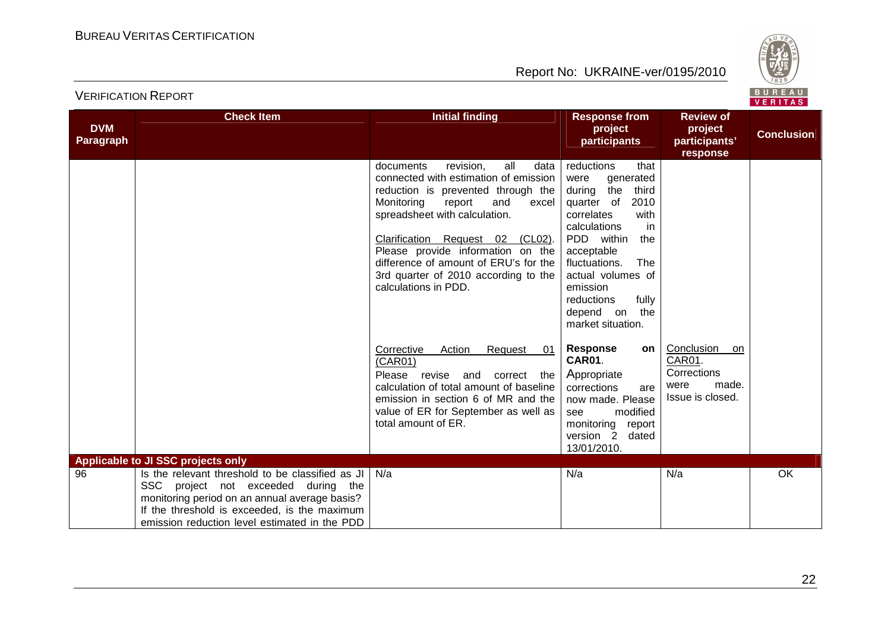| DVM Paragraph | Check Item | Initial finding | Response from project participants | Review of project participants' response | Conclusion |
|---|---|---|---|---|---|
| | | documents revision, all data connected with estimation of emission reduction is prevented through the Monitoring report and excel spreadsheet with calculation.<br><br>Clarification Request 02 (CL02). Please provide information on the difference of amount of ERU's for the 3rd quarter of 2010 according to the calculations in PDD. | reductions that were generated during the third quarter of 2010 correlates with calculations in PDD within the acceptable fluctuations. The actual volumes of emission reductions fully depend on the market situation. | | |
| | | Corrective Action Request 01 (CAR01)<br>Please revise and correct the calculation of total amount of baseline emission in section 6 of MR and the value of ER for September as well as total amount of ER. | **Response on CAR01**.<br>Appropriate corrections are now made. Please see modified monitoring report version 2 dated 13/01/2010. | Conclusion on CAR01.<br>Corrections were made. Issue is closed. | |
| **Applicable to JI SSC projects only** | | | | | |
| 96 | Is the relevant threshold to be classified as JI SSC project not exceeded during the monitoring period on an annual average basis? If the threshold is exceeded, is the maximum emission reduction level estimated in the PDD | N/a | N/a | N/a | OK |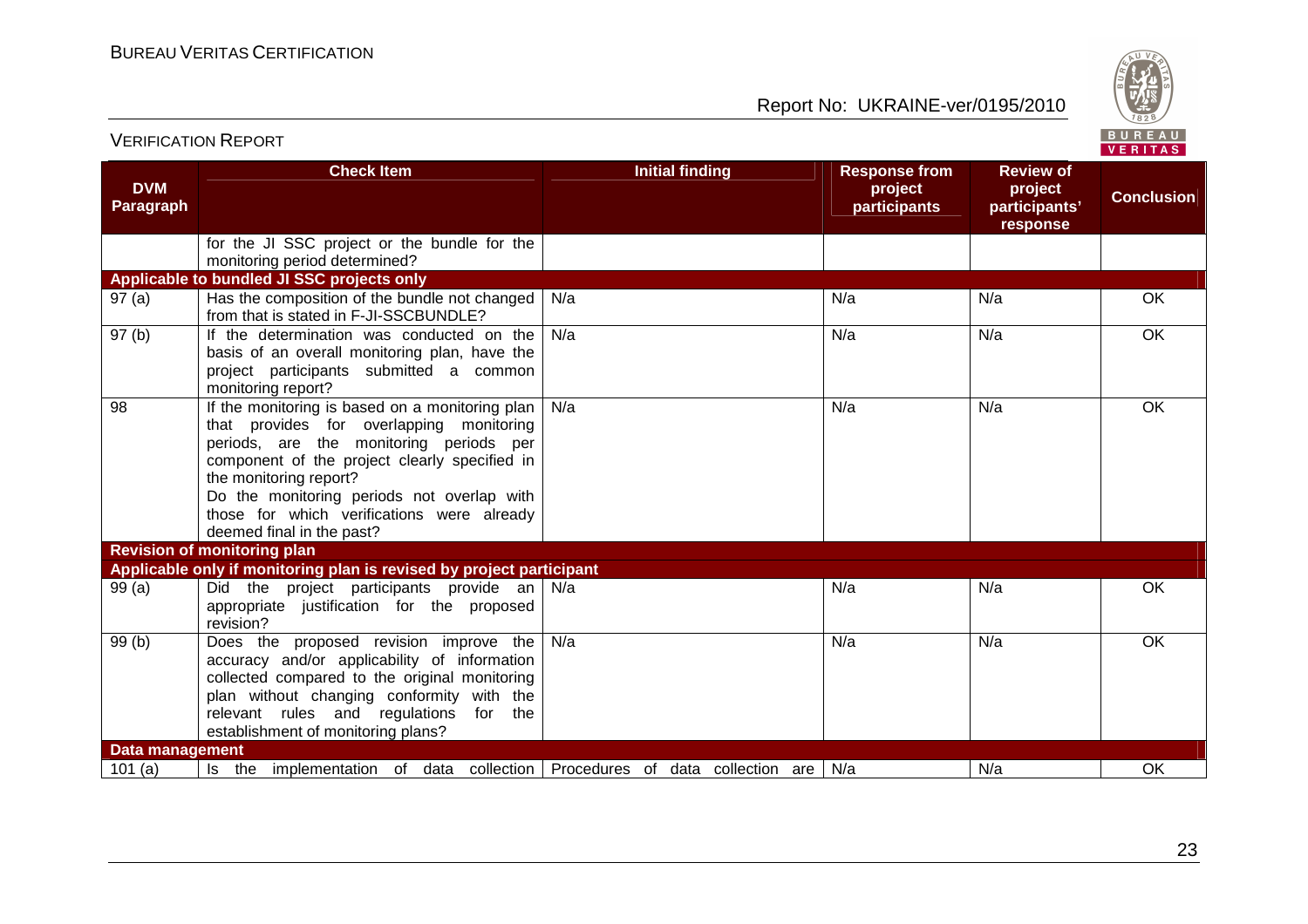| DVM Paragraph | Check Item | Initial finding | Response from project participants | Review of project participants' response | Conclusion |
|---|---|---|---|---|---|
| | for the JI SSC project or the bundle for the monitoring period determined? | | | | |
| **Applicable to bundled JI SSC projects only** | | | | | |
| 97 (a) | Has the composition of the bundle not changed from that is stated in F-JI-SSCBUNDLE? | N/a | N/a | N/a | OK |
| 97 (b) | If the determination was conducted on the basis of an overall monitoring plan, have the project participants submitted a common monitoring report? | N/a | N/a | N/a | OK |
| 98 | If the monitoring is based on a monitoring plan that provides for overlapping monitoring periods, are the monitoring periods per component of the project clearly specified in the monitoring report? Do the monitoring periods not overlap with those for which verifications were already deemed final in the past? | N/a | N/a | N/a | OK |
| **Revision of monitoring plan** | | | | | |
| **Applicable only if monitoring plan is revised by project participant** | | | | | |
| 99 (a) | Did the project participants provide an appropriate justification for the proposed revision? | N/a | N/a | N/a | OK |
| 99 (b) | Does the proposed revision improve the accuracy and/or applicability of information collected compared to the original monitoring plan without changing conformity with the relevant rules and regulations for the establishment of monitoring plans? | N/a | N/a | N/a | OK |
| **Data management** | | | | | |
| 101 (a) | Is the implementation of data collection | Procedures of data collection are | N/a | N/a | OK |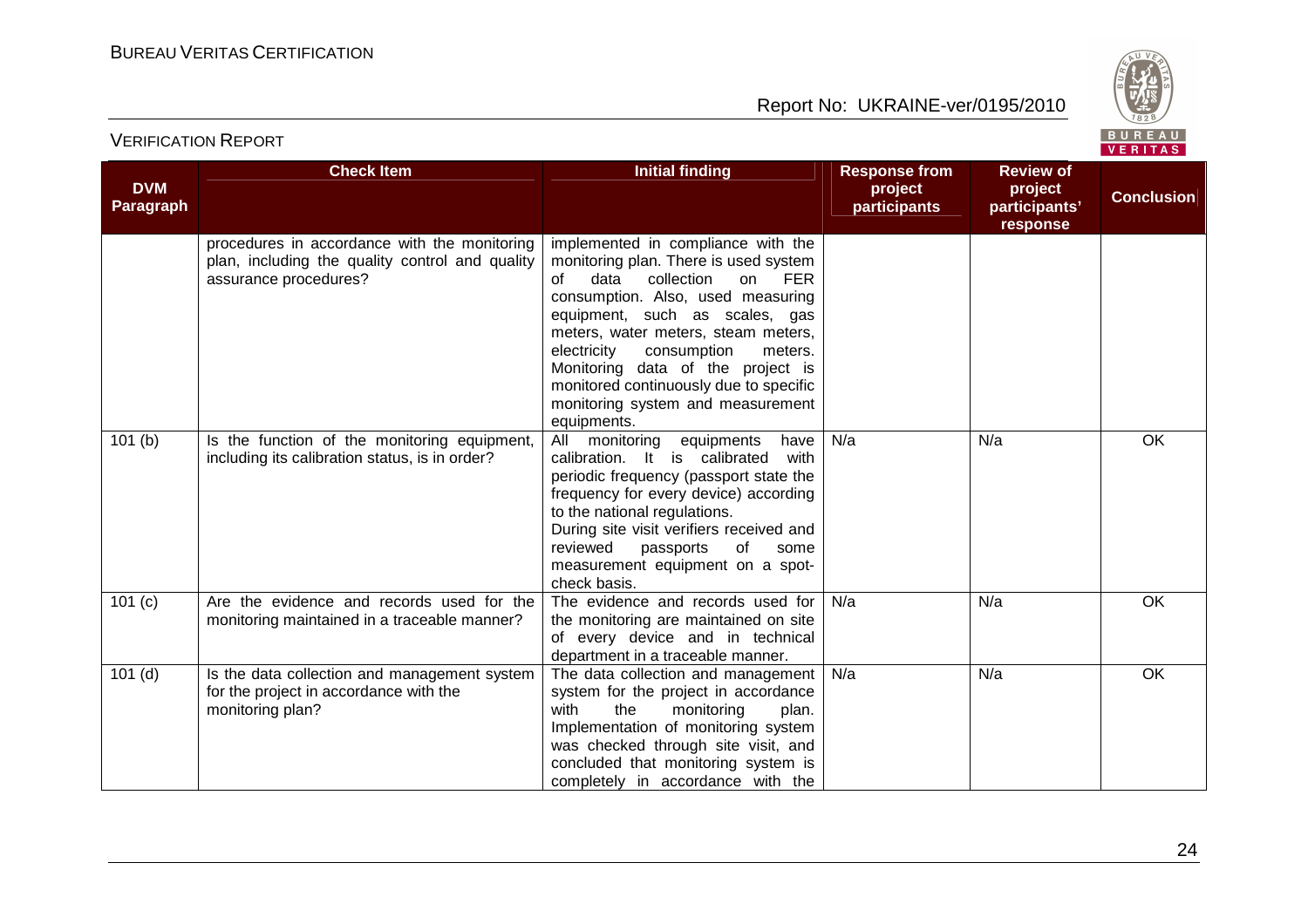| DVM Paragraph | Check Item | Initial finding | Response from project participants | Review of project participants' response | Conclusion |
|---|---|---|---|---|---|
| | procedures in accordance with the monitoring plan, including the quality control and quality assurance procedures? | implemented in compliance with the monitoring plan. There is used system of data collection on FER consumption. Also, used measuring equipment, such as scales, gas meters, water meters, steam meters, electricity consumption meters. Monitoring data of the project is monitored continuously due to specific monitoring system and measurement equipments. | | | |
| 101 (b) | Is the function of the monitoring equipment, including its calibration status, is in order? | All monitoring equipments have calibration. It is calibrated with periodic frequency (passport state the frequency for every device) according to the national regulations. During site visit verifiers received and reviewed passports of some measurement equipment on a spot-check basis. | N/a | N/a | OK |
| 101 (c) | Are the evidence and records used for the monitoring maintained in a traceable manner? | The evidence and records used for the monitoring are maintained on site of every device and in technical department in a traceable manner. | N/a | N/a | OK |
| 101 (d) | Is the data collection and management system for the project in accordance with the monitoring plan? | The data collection and management system for the project in accordance with the monitoring plan. Implementation of monitoring system was checked through site visit, and concluded that monitoring system is completely in accordance with the | N/a | N/a | OK |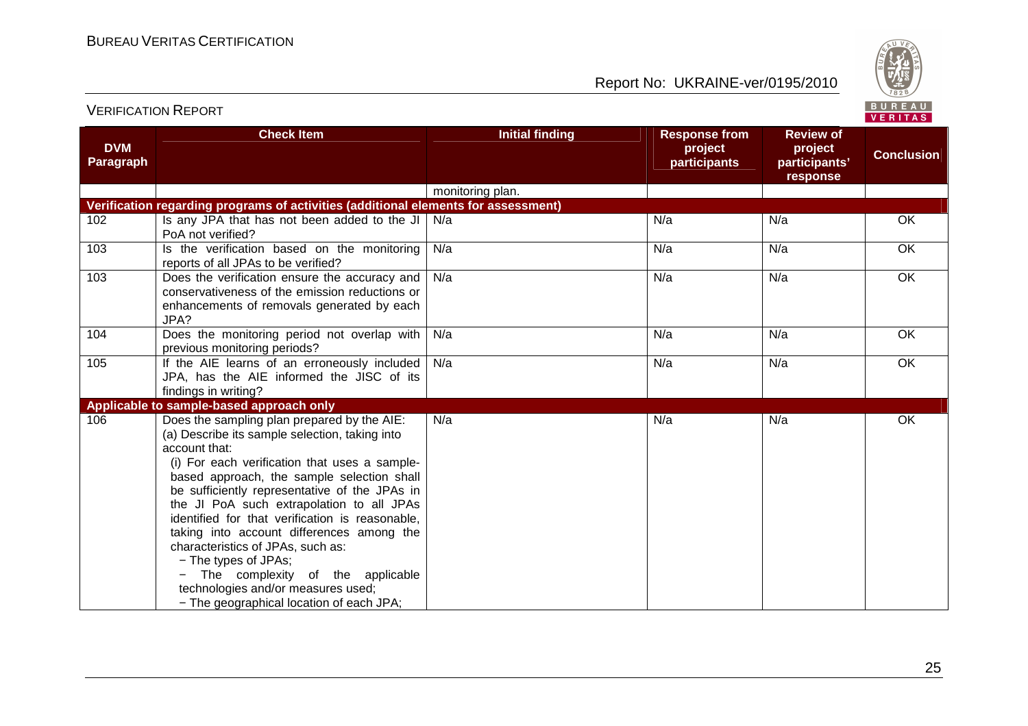| DVM Paragraph | Check Item | Initial finding | Response from project participants | Review of project participants' response | Conclusion |
|---|---|---|---|---|---|
| | | monitoring plan. | | | |
| **Verification regarding programs of activities (additional elements for assessment)** | | | | | |
| 102 | Is any JPA that has not been added to the JI PoA not verified? | N/a | N/a | N/a | OK |
| 103 | Is the verification based on the monitoring reports of all JPAs to be verified? | N/a | N/a | N/a | OK |
| 103 | Does the verification ensure the accuracy and conservativeness of the emission reductions or enhancements of removals generated by each JPA? | N/a | N/a | N/a | OK |
| 104 | Does the monitoring period not overlap with previous monitoring periods? | N/a | N/a | N/a | OK |
| 105 | If the AIE learns of an erroneously included JPA, has the AIE informed the JISC of its findings in writing? | N/a | N/a | N/a | OK |
| **Applicable to sample-based approach only** | | | | | |
| 106 | Does the sampling plan prepared by the AIE:<br>(a) Describe its sample selection, taking into account that:<br>(i) For each verification that uses a sample-based approach, the sample selection shall be sufficiently representative of the JPAs in the JI PoA such extrapolation to all JPAs identified for that verification is reasonable, taking into account differences among the characteristics of JPAs, such as:<br>− The types of JPAs;<br>− The complexity of the applicable technologies and/or measures used;<br>− The geographical location of each JPA; | N/a | N/a | N/a | OK |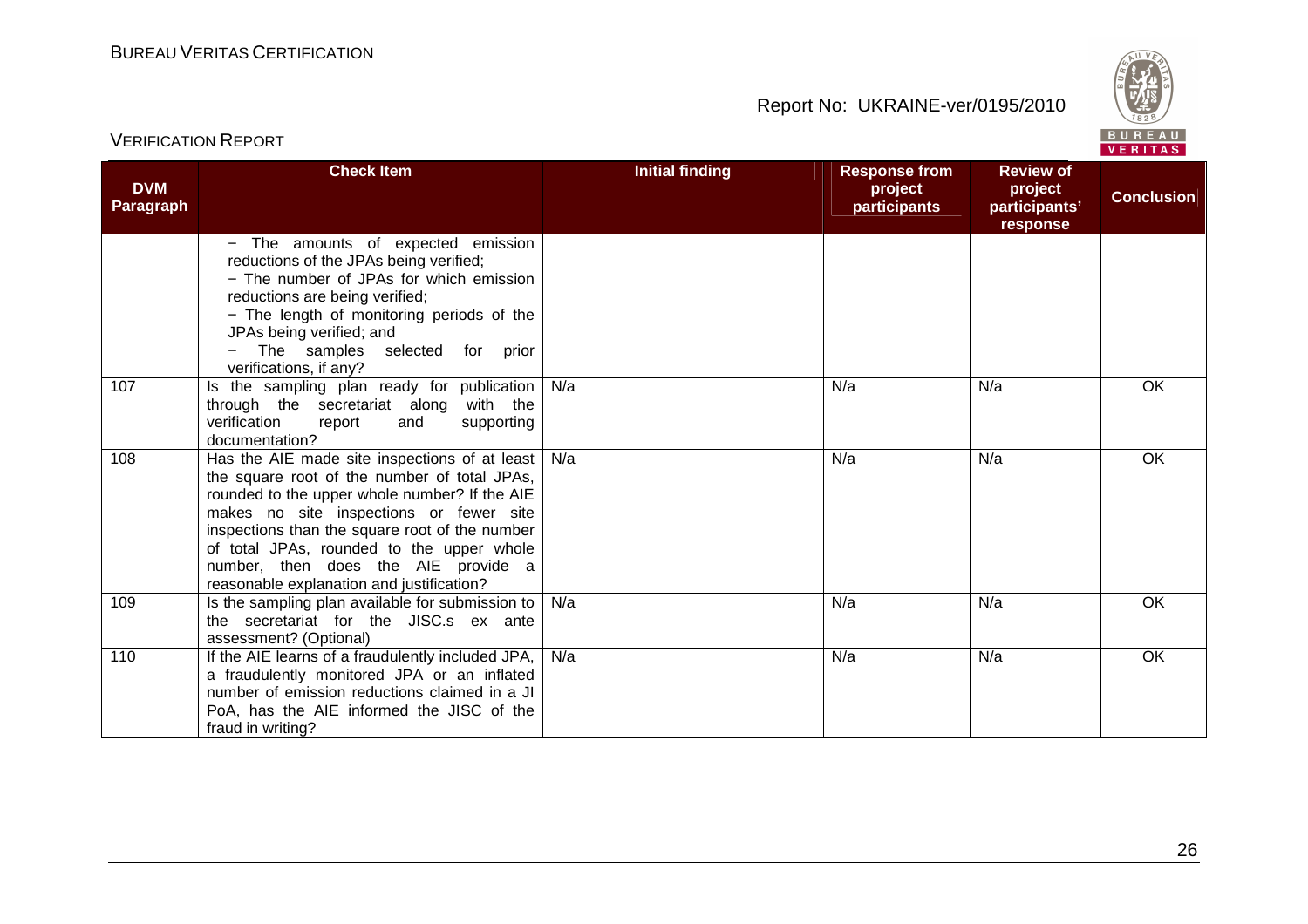| DVM Paragraph | Check Item | Initial finding | Response from project participants | Review of project participants' response | Conclusion |
|---|---|---|---|---|---|
| | − The amounts of expected emission reductions of the JPAs being verified;<br>− The number of JPAs for which emission reductions are being verified;<br>− The length of monitoring periods of the JPAs being verified; and<br>− The samples selected for prior verifications, if any? | | | | |
| 107 | Is the sampling plan ready for publication through the secretariat along with the verification report and supporting documentation? | N/a | N/a | N/a | OK |
| 108 | Has the AIE made site inspections of at least the square root of the number of total JPAs, rounded to the upper whole number? If the AIE makes no site inspections or fewer site inspections than the square root of the number of total JPAs, rounded to the upper whole number, then does the AIE provide a reasonable explanation and justification? | N/a | N/a | N/a | OK |
| 109 | Is the sampling plan available for submission to the secretariat for the JISC.s ex ante assessment? (Optional) | N/a | N/a | N/a | OK |
| 110 | If the AIE learns of a fraudulently included JPA, a fraudulently monitored JPA or an inflated number of emission reductions claimed in a JI PoA, has the AIE informed the JISC of the fraud in writing? | N/a | N/a | N/a | OK |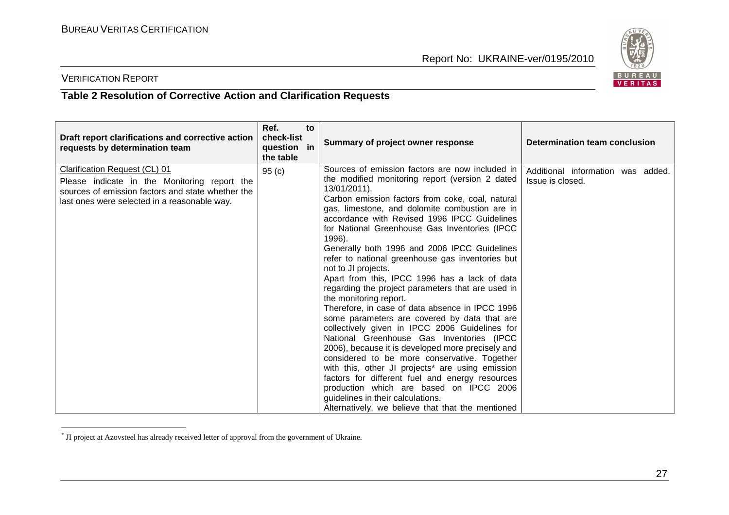## Table 2 Resolution of Corrective Action and Clarification Requests

| Draft report clarifications and corrective action requests by determination team | Ref. to check-list question in the table | Summary of project owner response | Determination team conclusion |
|---|---|---|---|
| Clarification Request (CL) 01<br>Please indicate in the Monitoring report the sources of emission factors and state whether the last ones were selected in a reasonable way. | 95 (c) | Sources of emission factors are now included in the modified monitoring report (version 2 dated 13/01/2011).<br>Carbon emission factors from coke, coal, natural gas, limestone, and dolomite combustion are in accordance with Revised 1996 IPCC Guidelines for National Greenhouse Gas Inventories (IPCC 1996).<br>Generally both 1996 and 2006 IPCC Guidelines refer to national greenhouse gas inventories but not to JI projects.<br>Apart from this, IPCC 1996 has a lack of data regarding the project parameters that are used in the monitoring report.<br>Therefore, in case of data absence in IPCC 1996 some parameters are covered by data that are collectively given in IPCC 2006 Guidelines for National Greenhouse Gas Inventories (IPCC 2006), because it is developed more precisely and considered to be more conservative. Together with this, other JI projects* are using emission factors for different fuel and energy resources production which are based on IPCC 2006 guidelines in their calculations.<br>Alternatively, we believe that that the mentioned | Additional information was added. Issue is closed. |

* JI project at Azovsteel has already received letter of approval from the government of Ukraine.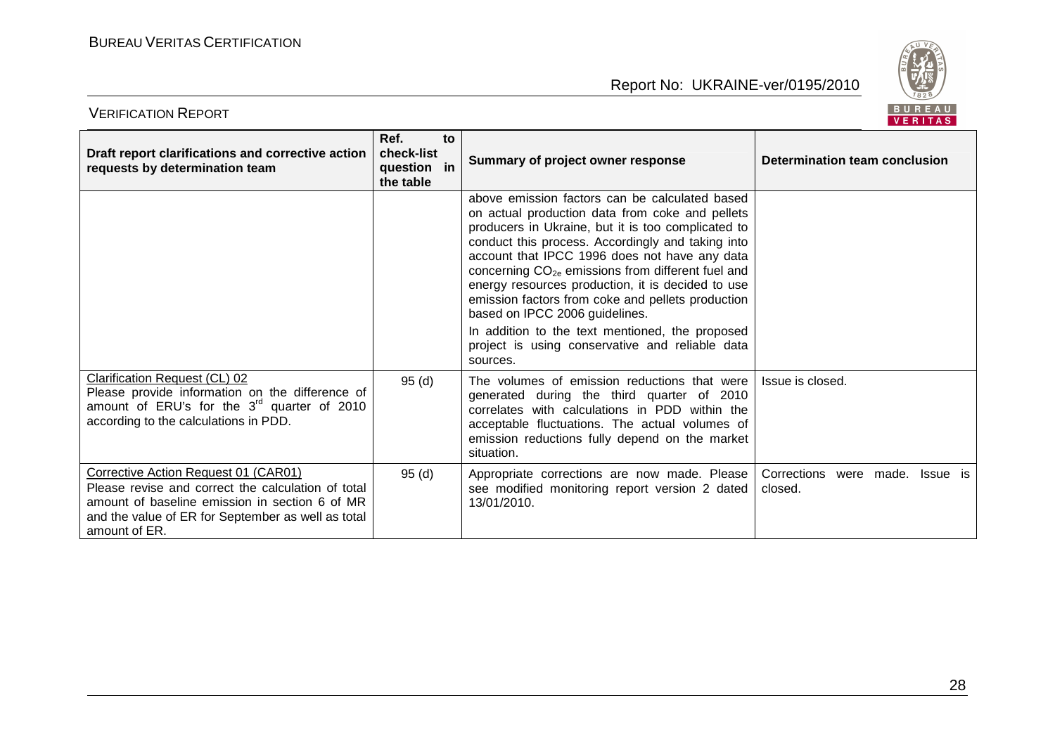| Draft report clarifications and corrective action requests by determination team | Ref. to check-list question in the table | Summary of project owner response | Determination team conclusion |
|---|---|---|---|
| | | above emission factors can be calculated based on actual production data from coke and pellets producers in Ukraine, but it is too complicated to conduct this process. Accordingly and taking into account that IPCC 1996 does not have any data concerning $CO_{2e}$ emissions from different fuel and energy resources production, it is decided to use emission factors from coke and pellets production based on IPCC 2006 guidelines.<br>In addition to the text mentioned, the proposed project is using conservative and reliable data sources. | |
| Clarification Request (CL) 02<br>Please provide information on the difference of amount of ERU's for the 3rd quarter of 2010 according to the calculations in PDD. | 95 (d) | The volumes of emission reductions that were generated during the third quarter of 2010 correlates with calculations in PDD within the acceptable fluctuations. The actual volumes of emission reductions fully depend on the market situation. | Issue is closed. |
| Corrective Action Request 01 (CAR01)<br>Please revise and correct the calculation of total amount of baseline emission in section 6 of MR and the value of ER for September as well as total amount of ER. | 95 (d) | Appropriate corrections are now made. Please see modified monitoring report version 2 dated 13/01/2010. | Corrections were made. Issue is closed. |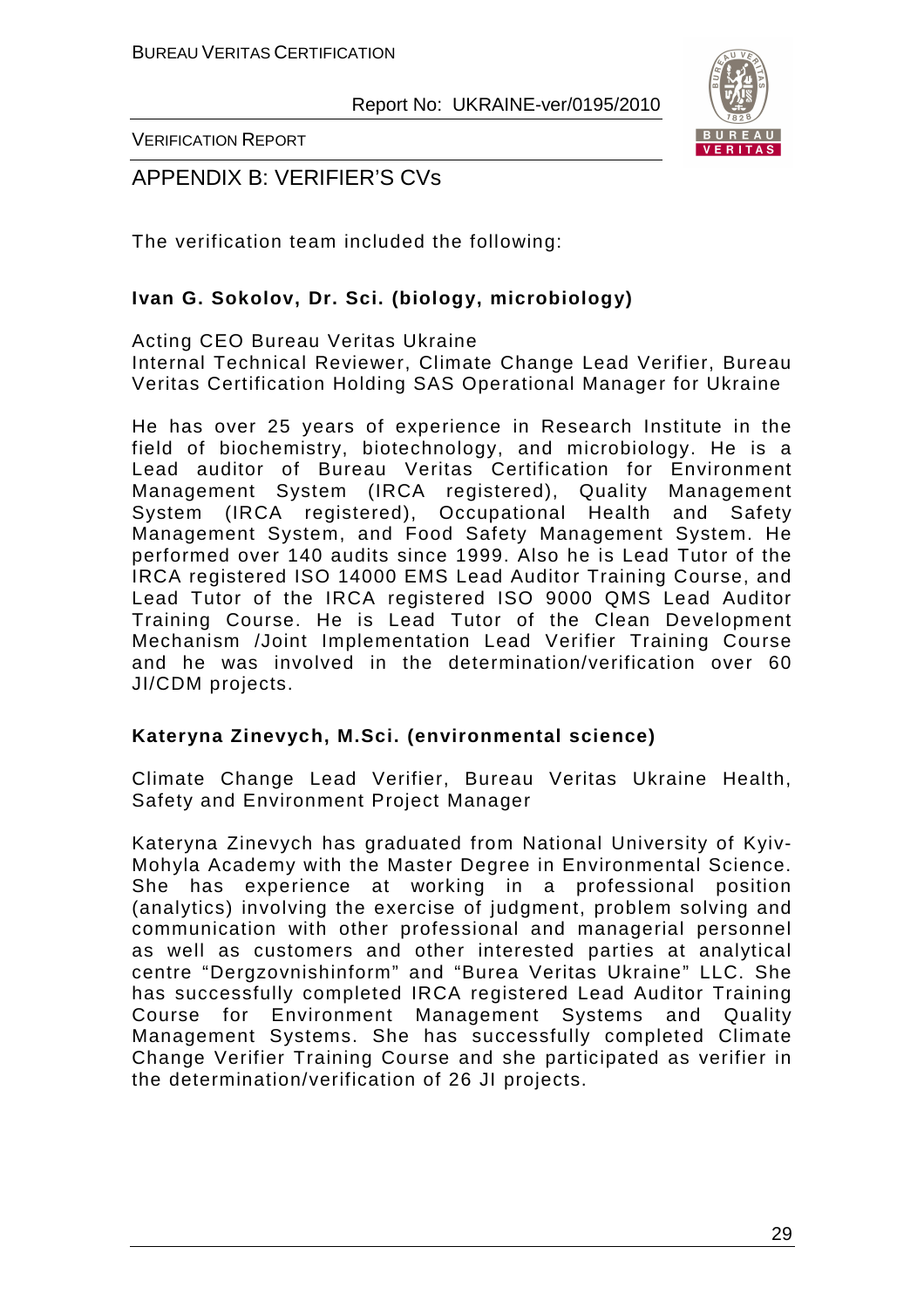## APPENDIX B: VERIFIER'S CVs

The verification team included the following:

**Ivan G. Sokolov, Dr. Sci. (biology, microbiology)**

Acting CEO Bureau Veritas Ukraine
Internal Technical Reviewer, Climate Change Lead Verifier, Bureau Veritas Certification Holding SAS Operational Manager for Ukraine

He has over 25 years of experience in Research Institute in the field of biochemistry, biotechnology, and microbiology. He is a Lead auditor of Bureau Veritas Certification for Environment Management System (IRCA registered), Quality Management System (IRCA registered), Occupational Health and Safety Management System, and Food Safety Management System. He performed over 140 audits since 1999. Also he is Lead Tutor of the IRCA registered ISO 14000 EMS Lead Auditor Training Course, and Lead Tutor of the IRCA registered ISO 9000 QMS Lead Auditor Training Course. He is Lead Tutor of the Clean Development Mechanism /Joint Implementation Lead Verifier Training Course and he was involved in the determination/verification over 60 JI/CDM projects.

**Kateryna Zinevych, M.Sci. (environmental science)**

Climate Change Lead Verifier, Bureau Veritas Ukraine Health, Safety and Environment Project Manager

Kateryna Zinevych has graduated from National University of Kyiv-Mohyla Academy with the Master Degree in Environmental Science. She has experience at working in a professional position (analytics) involving the exercise of judgment, problem solving and communication with other professional and managerial personnel as well as customers and other interested parties at analytical centre "Dergzovnishinform" and "Burea Veritas Ukraine" LLC. She has successfully completed IRCA registered Lead Auditor Training Course for Environment Management Systems and Quality Management Systems. She has successfully completed Climate Change Verifier Training Course and she participated as verifier in the determination/verification of 26 JI projects.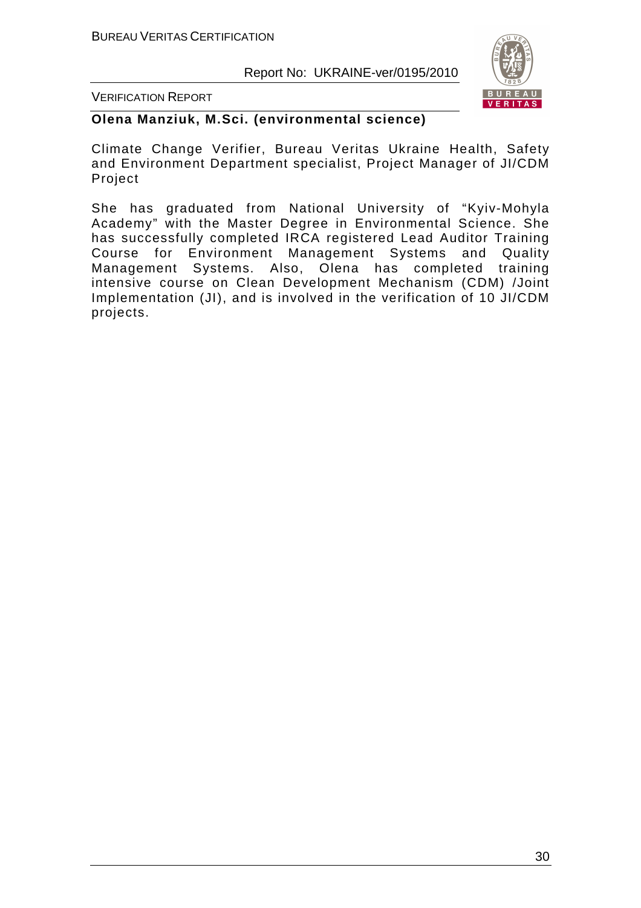**Olena Manziuk, M.Sci. (environmental science)**

Climate Change Verifier, Bureau Veritas Ukraine Health, Safety and Environment Department specialist, Project Manager of JI/CDM Project

She has graduated from National University of "Kyiv-Mohyla Academy" with the Master Degree in Environmental Science. She has successfully completed IRCA registered Lead Auditor Training Course for Environment Management Systems and Quality Management Systems. Also, Olena has completed training intensive course on Clean Development Mechanism (CDM) /Joint Implementation (JI), and is involved in the verification of 10 JI/CDM projects.